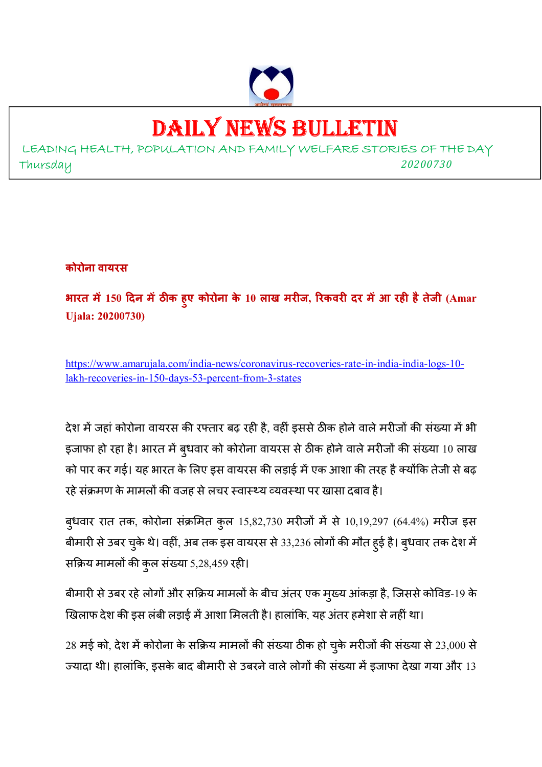# DAILY NEWS BULLETIN

LEADING HEALTH, POPULATION AND FAMILY WELFARE STORIES OF THE DAY

Thursday 20200730

**कोरोना वायरस**

**भारत में 150 दिन में ठीक हुए कोरोना के 10 लाख मरीज, रिकवरी दर में आ रही है तेजी (Amar Ujala: 20200730)**

https://www.amarujala.com/india-news/coronavirus-recoveries-rate-in-india-india-logs-10-lakh-recoveries-in-150-days-53-percent-from-3-states

देश में जहां कोरोना वायरस की रफ्तार बढ़ रही है, वहीं इससे ठीक होने वाले मरीजों की संख्या में भी इजाफा हो रहा है। भारत में बुधवार को कोरोना वायरस से ठीक होने वाले मरीजों की संख्या 10 लाख को पार कर गई। यह भारत के लिए इस वायरस की लड़ाई में एक आशा की तरह है क्योंकि तेजी से बढ़ रहे संक्रमण के मामलों की वजह से लचर स्वास्थ्य व्यवस्था पर खासा दबाव है।

बुधवार रात तक, कोरोना संक्रमित कुल 15,82,730 मरीजों में से 10,19,297 (64.4%) मरीज इस बीमारी से उबर चुके थे। वहीं, अब तक इस वायरस से 33,236 लोगों की मौत हुई है। बुधवार तक देश में सक्रिय मामलों की कुल संख्या 5,28,459 रही।

बीमारी से उबर रहे लोगों और सक्रिय मामलों के बीच अंतर एक मुख्य आंकड़ा है, जिससे कोविड-19 के खिलाफ देश की इस लंबी लड़ाई में आशा मिलती है। हालांकि, यह अंतर हमेशा से नहीं था।

28 मई को, देश में कोरोना के सक्रिय मामलों की संख्या ठीक हो चुके मरीजों की संख्या से 23,000 से ज्यादा थी। हालांकि, इसके बाद बीमारी से उबरने वाले लोगों की संख्या में इजाफा देखा गया और 13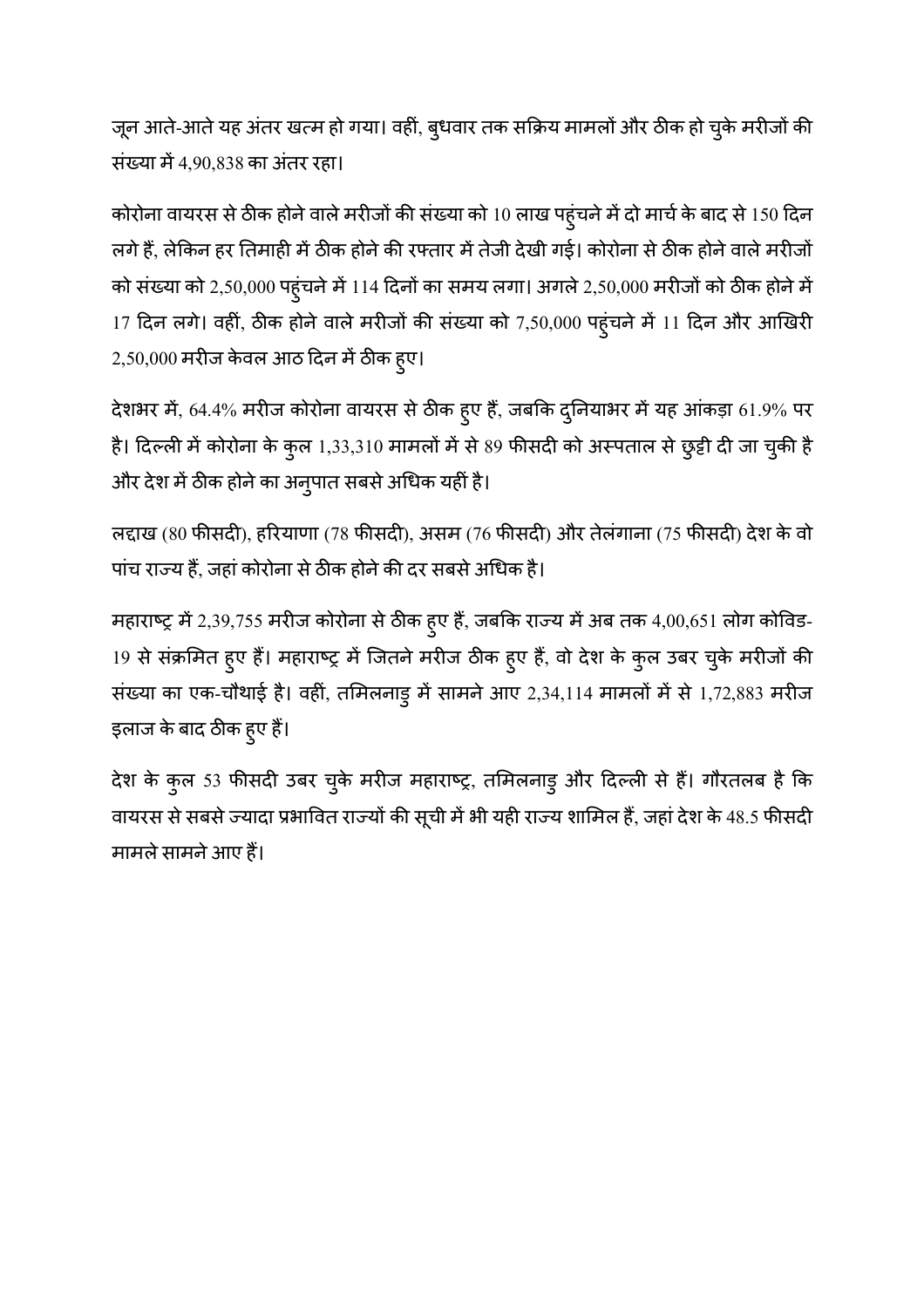जून आते-आते यह अंतर खत्म हो गया। वहीं, बुधवार तक सक्रिय मामलों और ठीक हो चुके मरीजों की संख्या में 4,90,838 का अंतर रहा।

कोरोना वायरस से ठीक होने वाले मरीजों की संख्या को 10 लाख पहुंचने में दो मार्च के बाद से 150 दिन लगे हैं, लेकिन हर तिमाही में ठीक होने की रफ्तार में तेजी देखी गई। कोरोना से ठीक होने वाले मरीजों को संख्या को 2,50,000 पहुंचने में 114 दिनों का समय लगा। अगले 2,50,000 मरीजों को ठीक होने में 17 दिन लगे। वहीं, ठीक होने वाले मरीजों की संख्या को 7,50,000 पहुंचने में 11 दिन और आखिरी 2,50,000 मरीज केवल आठ दिन में ठीक हुए।

देशभर में, 64.4% मरीज कोरोना वायरस से ठीक हुए हैं, जबकि दुनियाभर में यह आंकड़ा 61.9% पर है। दिल्ली में कोरोना के कुल 1,33,310 मामलों में से 89 फीसदी को अस्पताल से छुट्टी दी जा चुकी है और देश में ठीक होने का अनुपात सबसे अधिक यहीं है।

लद्दाख (80 फीसदी), हरियाणा (78 फीसदी), असम (76 फीसदी) और तेलंगाना (75 फीसदी) देश के वो पांच राज्य हैं, जहां कोरोना से ठीक होने की दर सबसे अधिक है।

महाराष्ट्र में 2,39,755 मरीज कोरोना से ठीक हुए हैं, जबकि राज्य में अब तक 4,00,651 लोग कोविड-19 से संक्रमित हुए हैं। महाराष्ट्र में जितने मरीज ठीक हुए हैं, वो देश के कुल उबर चुके मरीजों की संख्या का एक-चौथाई है। वहीं, तमिलनाडु में सामने आए 2,34,114 मामलों में से 1,72,883 मरीज इलाज के बाद ठीक हुए हैं।

देश के कुल 53 फीसदी उबर चुके मरीज महाराष्ट्र, तमिलनाडु और दिल्ली से हैं। गौरतलब है कि वायरस से सबसे ज्यादा प्रभावित राज्यों की सूची में भी यही राज्य शामिल हैं, जहां देश के 48.5 फीसदी मामले सामने आए हैं।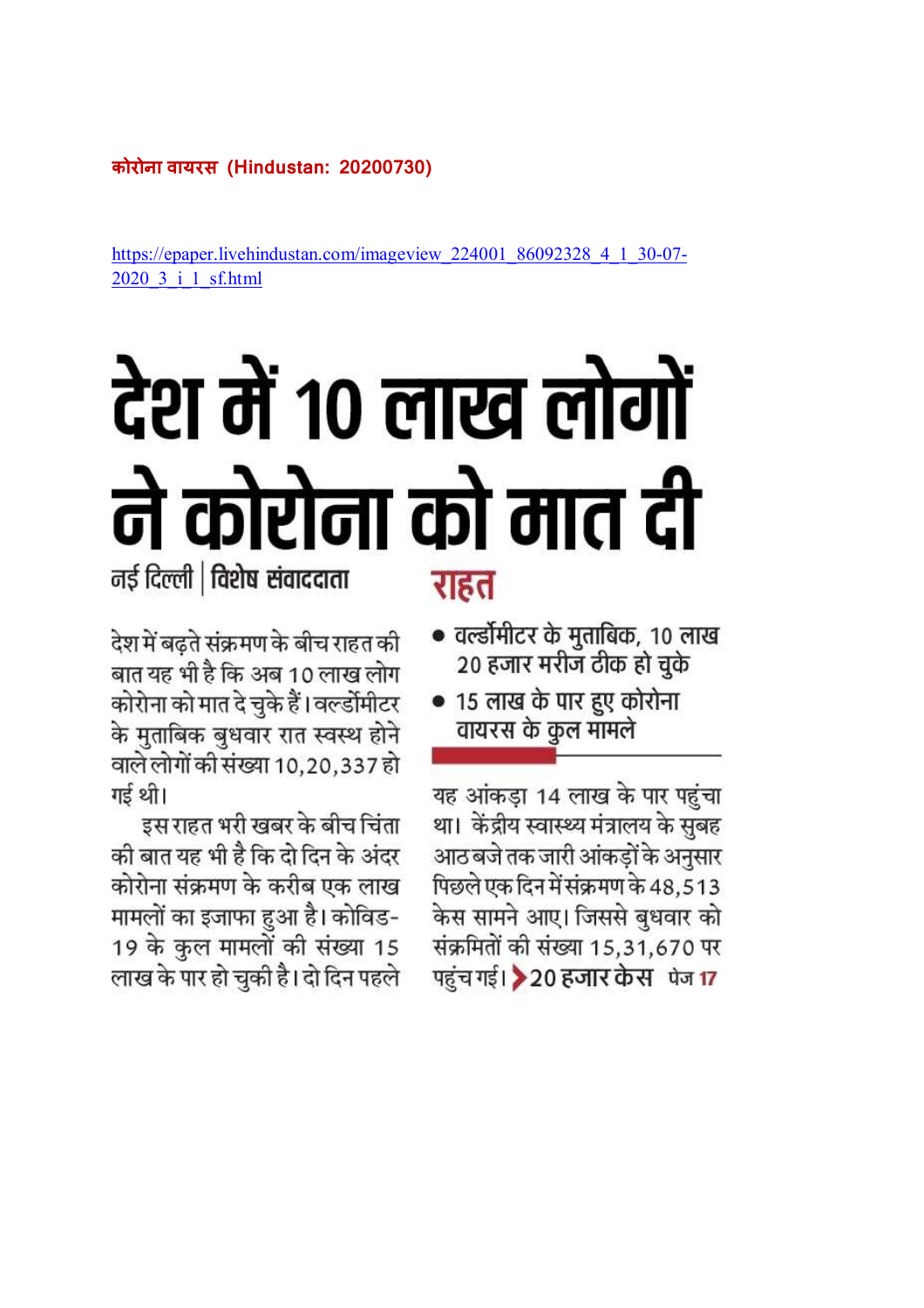कोरोना वायरस (Hindustan: 20200730)

https://epaper.livehindustan.com/imageview_224001_86092328_4_1_30-07-2020_3_i_1_sf.html

# देश में 10 लाख लोगों ने कोरोना को मात दी

नई दिल्ली | विशेष संवाददाता

## राहत

- वर्ल्डोमीटर के मुताबिक, 10 लाख 20 हजार मरीज ठीक हो चुके
- 15 लाख के पार हुए कोरोना वायरस के कुल मामले

देश में बढ़ते संक्रमण के बीच राहत की बात यह भी है कि अब 10 लाख लोग कोरोना को मात दे चुके हैं। वर्ल्डोमीटर के मुताबिक बुधवार रात स्वस्थ होने वाले लोगों की संख्या 10,20,337 हो गई थी।

इस राहत भरी खबर के बीच चिंता की बात यह भी है कि दो दिन के अंदर कोरोना संक्रमण के करीब एक लाख मामलों का इजाफा हुआ है। कोविड-19 के कुल मामलों की संख्या 15 लाख के पार हो चुकी है। दो दिन पहले यह आंकड़ा 14 लाख के पार पहुंचा था। केंद्रीय स्वास्थ्य मंत्रालय के सुबह आठ बजे तक जारी आंकड़ों के अनुसार पिछले एक दिन में संक्रमण के 48,513 केस सामने आए। जिससे बुधवार को संक्रमितों की संख्या 15,31,670 पर पहुंच गई। > 20 हजार केस पेज 17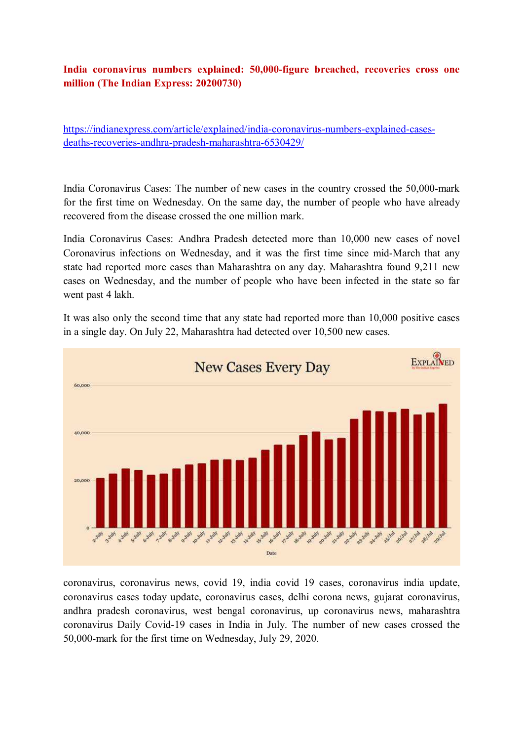**India coronavirus numbers explained: 50,000-figure breached, recoveries cross one million (The Indian Express: 20200730)**

https://indianexpress.com/article/explained/india-coronavirus-numbers-explained-cases-deaths-recoveries-andhra-pradesh-maharashtra-6530429/

India Coronavirus Cases: The number of new cases in the country crossed the 50,000-mark for the first time on Wednesday. On the same day, the number of people who have already recovered from the disease crossed the one million mark.

India Coronavirus Cases: Andhra Pradesh detected more than 10,000 new cases of novel Coronavirus infections on Wednesday, and it was the first time since mid-March that any state had reported more cases than Maharashtra on any day. Maharashtra found 9,211 new cases on Wednesday, and the number of people who have been infected in the state so far went past 4 lakh.

It was also only the second time that any state had reported more than 10,000 positive cases in a single day. On July 22, Maharashtra had detected over 10,500 new cases.

coronavirus, coronavirus news, covid 19, india covid 19 cases, coronavirus india update, coronavirus cases today update, coronavirus cases, delhi corona news, gujarat coronavirus, andhra pradesh coronavirus, west bengal coronavirus, up coronavirus news, maharashtra coronavirus Daily Covid-19 cases in India in July. The number of new cases crossed the 50,000-mark for the first time on Wednesday, July 29, 2020.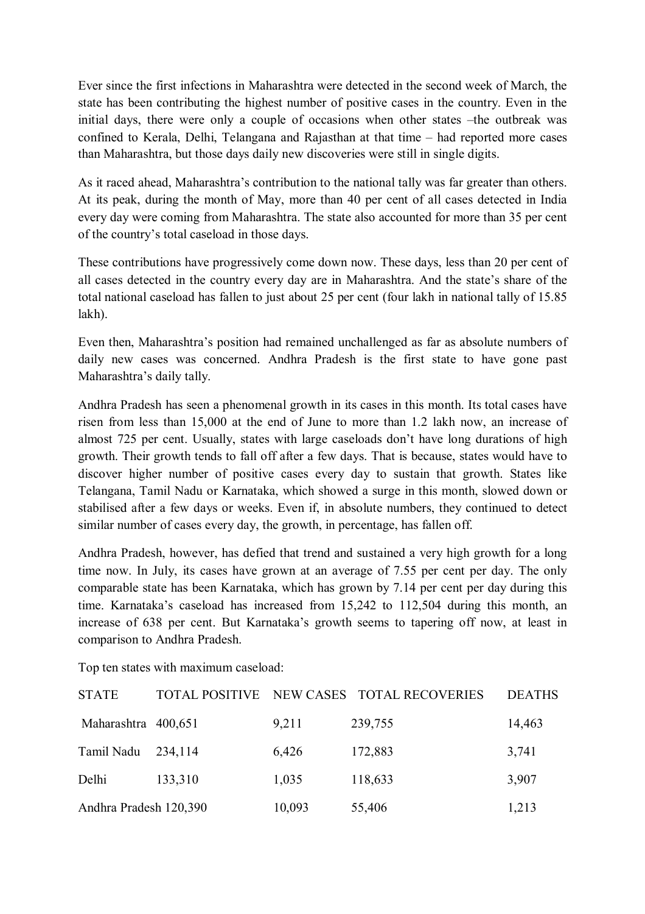Ever since the first infections in Maharashtra were detected in the second week of March, the state has been contributing the highest number of positive cases in the country. Even in the initial days, there were only a couple of occasions when other states –the outbreak was confined to Kerala, Delhi, Telangana and Rajasthan at that time – had reported more cases than Maharashtra, but those days daily new discoveries were still in single digits.

As it raced ahead, Maharashtra's contribution to the national tally was far greater than others. At its peak, during the month of May, more than 40 per cent of all cases detected in India every day were coming from Maharashtra. The state also accounted for more than 35 per cent of the country's total caseload in those days.

These contributions have progressively come down now. These days, less than 20 per cent of all cases detected in the country every day are in Maharashtra. And the state's share of the total national caseload has fallen to just about 25 per cent (four lakh in national tally of 15.85 lakh).

Even then, Maharashtra's position had remained unchallenged as far as absolute numbers of daily new cases was concerned. Andhra Pradesh is the first state to have gone past Maharashtra's daily tally.

Andhra Pradesh has seen a phenomenal growth in its cases in this month. Its total cases have risen from less than 15,000 at the end of June to more than 1.2 lakh now, an increase of almost 725 per cent. Usually, states with large caseloads don't have long durations of high growth. Their growth tends to fall off after a few days. That is because, states would have to discover higher number of positive cases every day to sustain that growth. States like Telangana, Tamil Nadu or Karnataka, which showed a surge in this month, slowed down or stabilised after a few days or weeks. Even if, in absolute numbers, they continued to detect similar number of cases every day, the growth, in percentage, has fallen off.

Andhra Pradesh, however, has defied that trend and sustained a very high growth for a long time now. In July, its cases have grown at an average of 7.55 per cent per day. The only comparable state has been Karnataka, which has grown by 7.14 per cent per day during this time. Karnataka's caseload has increased from 15,242 to 112,504 during this month, an increase of 638 per cent. But Karnataka's growth seems to tapering off now, at least in comparison to Andhra Pradesh.

Top ten states with maximum caseload:

| STATE | TOTAL POSITIVE | NEW CASES | TOTAL RECOVERIES | DEATHS |
|---|---|---|---|---|
| Maharashtra | 400,651 | 9,211 | 239,755 | 14,463 |
| Tamil Nadu | 234,114 | 6,426 | 172,883 | 3,741 |
| Delhi | 133,310 | 1,035 | 118,633 | 3,907 |
| Andhra Pradesh | 120,390 | 10,093 | 55,406 | 1,213 |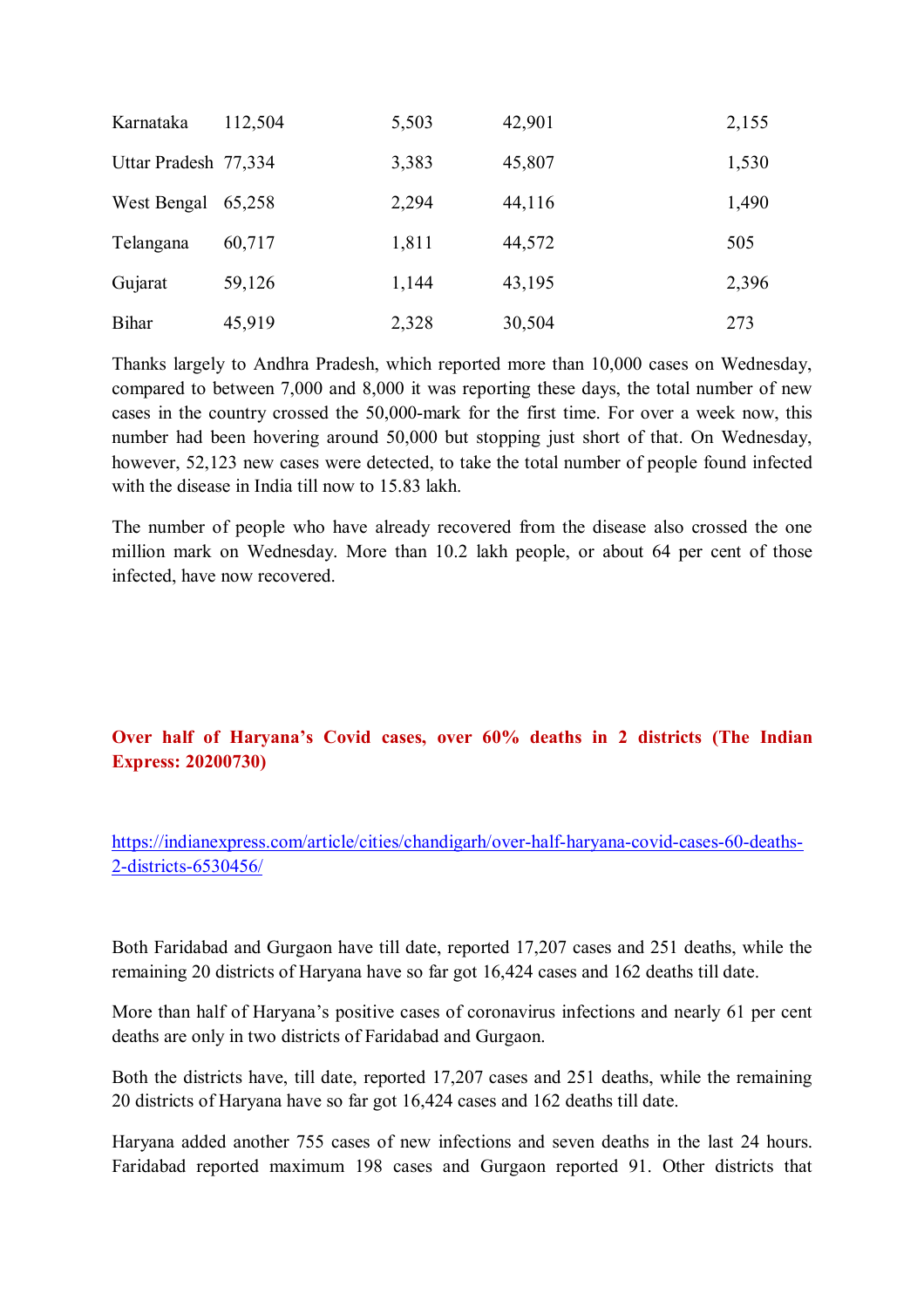| | | | | |
|---|---|---|---|---|
| Karnataka | 112,504 | 5,503 | 42,901 | 2,155 |
| Uttar Pradesh | 77,334 | 3,383 | 45,807 | 1,530 |
| West Bengal | 65,258 | 2,294 | 44,116 | 1,490 |
| Telangana | 60,717 | 1,811 | 44,572 | 505 |
| Gujarat | 59,126 | 1,144 | 43,195 | 2,396 |
| Bihar | 45,919 | 2,328 | 30,504 | 273 |

Thanks largely to Andhra Pradesh, which reported more than 10,000 cases on Wednesday, compared to between 7,000 and 8,000 it was reporting these days, the total number of new cases in the country crossed the 50,000-mark for the first time. For over a week now, this number had been hovering around 50,000 but stopping just short of that. On Wednesday, however, 52,123 new cases were detected, to take the total number of people found infected with the disease in India till now to 15.83 lakh.

The number of people who have already recovered from the disease also crossed the one million mark on Wednesday. More than 10.2 lakh people, or about 64 per cent of those infected, have now recovered.

**Over half of Haryana's Covid cases, over 60% deaths in 2 districts (The Indian Express: 20200730)**

https://indianexpress.com/article/cities/chandigarh/over-half-haryana-covid-cases-60-deaths-2-districts-6530456/

Both Faridabad and Gurgaon have till date, reported 17,207 cases and 251 deaths, while the remaining 20 districts of Haryana have so far got 16,424 cases and 162 deaths till date.

More than half of Haryana's positive cases of coronavirus infections and nearly 61 per cent deaths are only in two districts of Faridabad and Gurgaon.

Both the districts have, till date, reported 17,207 cases and 251 deaths, while the remaining 20 districts of Haryana have so far got 16,424 cases and 162 deaths till date.

Haryana added another 755 cases of new infections and seven deaths in the last 24 hours. Faridabad reported maximum 198 cases and Gurgaon reported 91. Other districts that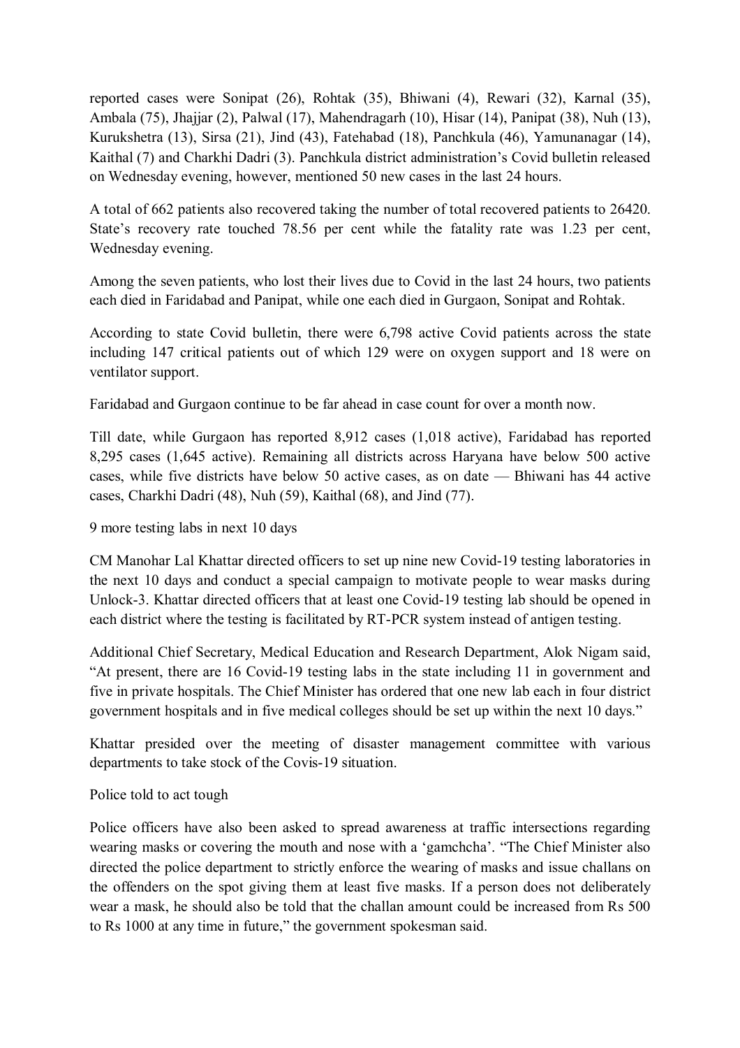reported cases were Sonipat (26), Rohtak (35), Bhiwani (4), Rewari (32), Karnal (35), Ambala (75), Jhajjar (2), Palwal (17), Mahendragarh (10), Hisar (14), Panipat (38), Nuh (13), Kurukshetra (13), Sirsa (21), Jind (43), Fatehabad (18), Panchkula (46), Yamunanagar (14), Kaithal (7) and Charkhi Dadri (3). Panchkula district administration's Covid bulletin released on Wednesday evening, however, mentioned 50 new cases in the last 24 hours.

A total of 662 patients also recovered taking the number of total recovered patients to 26420. State's recovery rate touched 78.56 per cent while the fatality rate was 1.23 per cent, Wednesday evening.

Among the seven patients, who lost their lives due to Covid in the last 24 hours, two patients each died in Faridabad and Panipat, while one each died in Gurgaon, Sonipat and Rohtak.

According to state Covid bulletin, there were 6,798 active Covid patients across the state including 147 critical patients out of which 129 were on oxygen support and 18 were on ventilator support.

Faridabad and Gurgaon continue to be far ahead in case count for over a month now.

Till date, while Gurgaon has reported 8,912 cases (1,018 active), Faridabad has reported 8,295 cases (1,645 active). Remaining all districts across Haryana have below 500 active cases, while five districts have below 50 active cases, as on date — Bhiwani has 44 active cases, Charkhi Dadri (48), Nuh (59), Kaithal (68), and Jind (77).

9 more testing labs in next 10 days

CM Manohar Lal Khattar directed officers to set up nine new Covid-19 testing laboratories in the next 10 days and conduct a special campaign to motivate people to wear masks during Unlock-3. Khattar directed officers that at least one Covid-19 testing lab should be opened in each district where the testing is facilitated by RT-PCR system instead of antigen testing.

Additional Chief Secretary, Medical Education and Research Department, Alok Nigam said, "At present, there are 16 Covid-19 testing labs in the state including 11 in government and five in private hospitals. The Chief Minister has ordered that one new lab each in four district government hospitals and in five medical colleges should be set up within the next 10 days."

Khattar presided over the meeting of disaster management committee with various departments to take stock of the Covis-19 situation.

Police told to act tough

Police officers have also been asked to spread awareness at traffic intersections regarding wearing masks or covering the mouth and nose with a 'gamchcha'. "The Chief Minister also directed the police department to strictly enforce the wearing of masks and issue challans on the offenders on the spot giving them at least five masks. If a person does not deliberately wear a mask, he should also be told that the challan amount could be increased from Rs 500 to Rs 1000 at any time in future," the government spokesman said.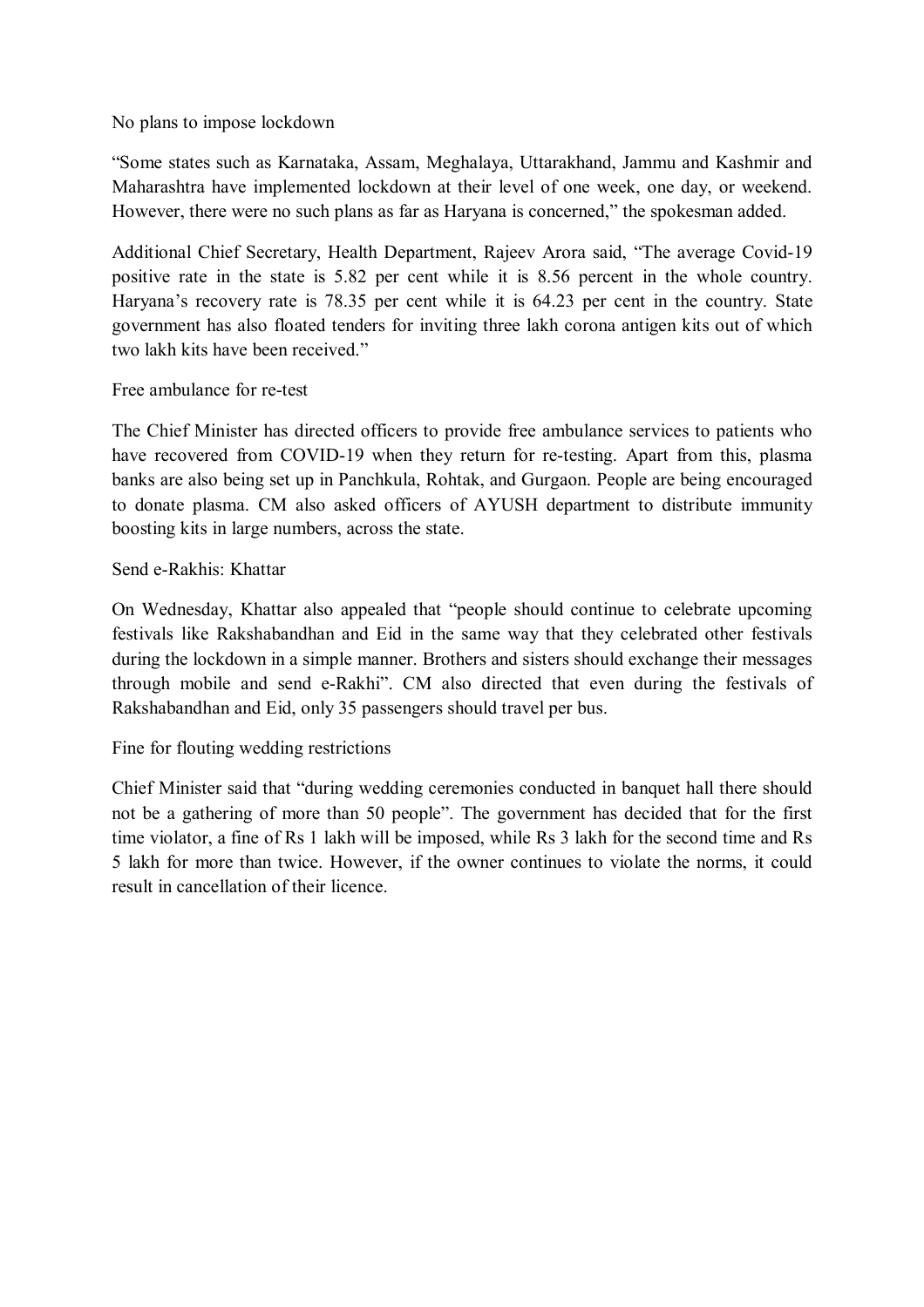## No plans to impose lockdown

"Some states such as Karnataka, Assam, Meghalaya, Uttarakhand, Jammu and Kashmir and Maharashtra have implemented lockdown at their level of one week, one day, or weekend. However, there were no such plans as far as Haryana is concerned," the spokesman added.

Additional Chief Secretary, Health Department, Rajeev Arora said, "The average Covid-19 positive rate in the state is 5.82 per cent while it is 8.56 percent in the whole country. Haryana's recovery rate is 78.35 per cent while it is 64.23 per cent in the country. State government has also floated tenders for inviting three lakh corona antigen kits out of which two lakh kits have been received."

## Free ambulance for re-test

The Chief Minister has directed officers to provide free ambulance services to patients who have recovered from COVID-19 when they return for re-testing. Apart from this, plasma banks are also being set up in Panchkula, Rohtak, and Gurgaon. People are being encouraged to donate plasma. CM also asked officers of AYUSH department to distribute immunity boosting kits in large numbers, across the state.

## Send e-Rakhis: Khattar

On Wednesday, Khattar also appealed that "people should continue to celebrate upcoming festivals like Rakshabandhan and Eid in the same way that they celebrated other festivals during the lockdown in a simple manner. Brothers and sisters should exchange their messages through mobile and send e-Rakhi". CM also directed that even during the festivals of Rakshabandhan and Eid, only 35 passengers should travel per bus.

## Fine for flouting wedding restrictions

Chief Minister said that "during wedding ceremonies conducted in banquet hall there should not be a gathering of more than 50 people". The government has decided that for the first time violator, a fine of Rs 1 lakh will be imposed, while Rs 3 lakh for the second time and Rs 5 lakh for more than twice. However, if the owner continues to violate the norms, it could result in cancellation of their licence.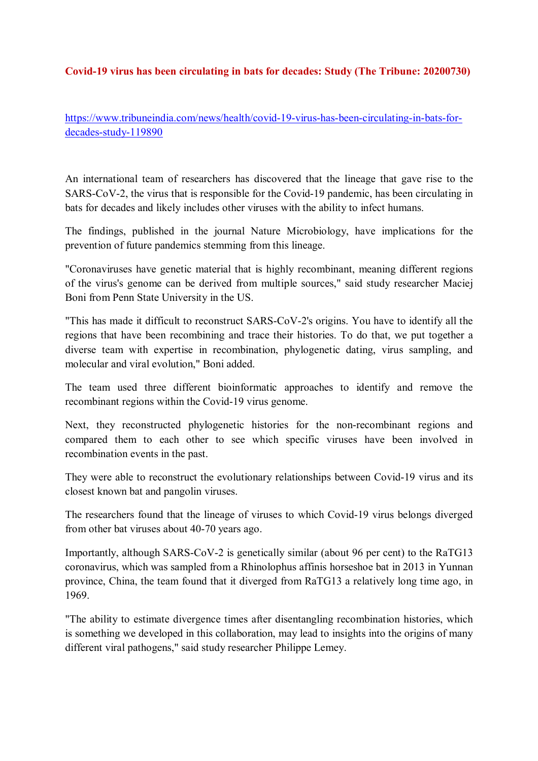**Covid-19 virus has been circulating in bats for decades: Study (The Tribune: 20200730)**

https://www.tribuneindia.com/news/health/covid-19-virus-has-been-circulating-in-bats-for-decades-study-119890

An international team of researchers has discovered that the lineage that gave rise to the SARS-CoV-2, the virus that is responsible for the Covid-19 pandemic, has been circulating in bats for decades and likely includes other viruses with the ability to infect humans.

The findings, published in the journal Nature Microbiology, have implications for the prevention of future pandemics stemming from this lineage.

"Coronaviruses have genetic material that is highly recombinant, meaning different regions of the virus's genome can be derived from multiple sources," said study researcher Maciej Boni from Penn State University in the US.

"This has made it difficult to reconstruct SARS-CoV-2's origins. You have to identify all the regions that have been recombining and trace their histories. To do that, we put together a diverse team with expertise in recombination, phylogenetic dating, virus sampling, and molecular and viral evolution," Boni added.

The team used three different bioinformatic approaches to identify and remove the recombinant regions within the Covid-19 virus genome.

Next, they reconstructed phylogenetic histories for the non-recombinant regions and compared them to each other to see which specific viruses have been involved in recombination events in the past.

They were able to reconstruct the evolutionary relationships between Covid-19 virus and its closest known bat and pangolin viruses.

The researchers found that the lineage of viruses to which Covid-19 virus belongs diverged from other bat viruses about 40-70 years ago.

Importantly, although SARS-CoV-2 is genetically similar (about 96 per cent) to the RaTG13 coronavirus, which was sampled from a Rhinolophus affinis horseshoe bat in 2013 in Yunnan province, China, the team found that it diverged from RaTG13 a relatively long time ago, in 1969.

"The ability to estimate divergence times after disentangling recombination histories, which is something we developed in this collaboration, may lead to insights into the origins of many different viral pathogens," said study researcher Philippe Lemey.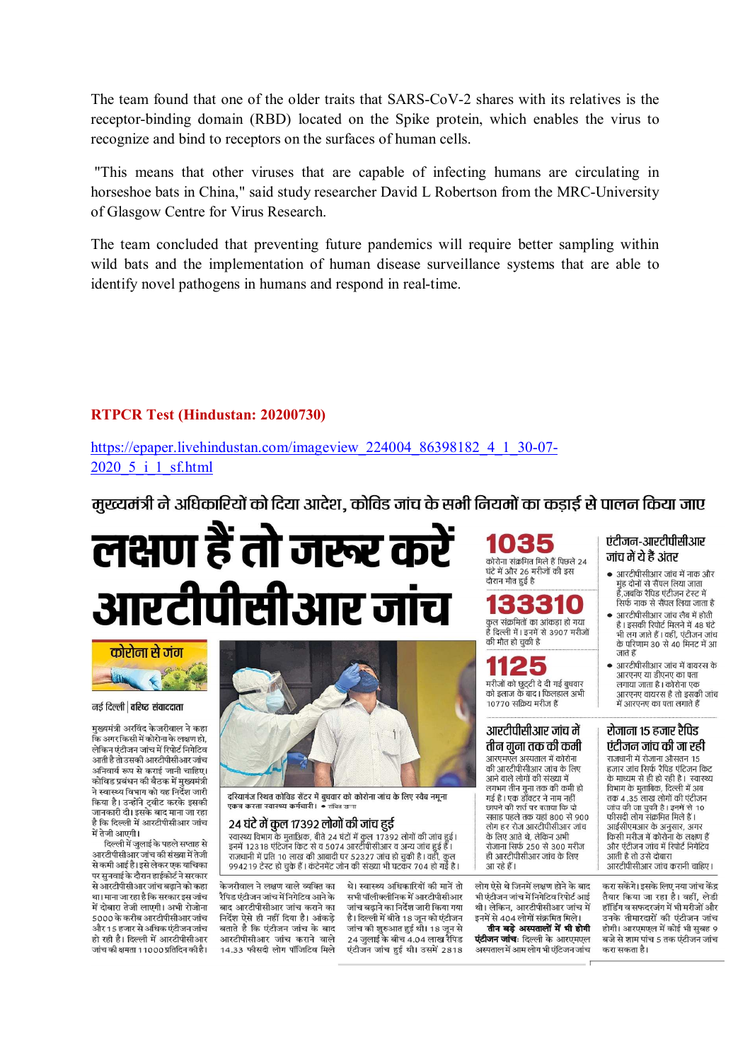The team found that one of the older traits that SARS-CoV-2 shares with its relatives is the receptor-binding domain (RBD) located on the Spike protein, which enables the virus to recognize and bind to receptors on the surfaces of human cells.

"This means that other viruses that are capable of infecting humans are circulating in horseshoe bats in China," said study researcher David L Robertson from the MRC-University of Glasgow Centre for Virus Research.

The team concluded that preventing future pandemics will require better sampling within wild bats and the implementation of human disease surveillance systems that are able to identify novel pathogens in humans and respond in real-time.

## RTPCR Test (Hindustan: 20200730)

https://epaper.livehindustan.com/imageview_224004_86398182_4_1_30-07-2020_5_i_1_sf.html

### मुख्यमंत्री ने अधिकारियों को दिया आदेश, कोविड जांच के सभी नियमों का कड़ाई से पालन किया जाए

# लक्षण हैं तो जरूर करें आरटीपीसीआर जांच

**कोरोना से जंग**

नई दिल्ली | वरिष्ठ संवाददाता

मुख्यमंत्री अरविंद केजरीवाल ने कहा कि अगर किसी में कोरोना के लक्षण हो, लेकिन एंटीजन जांच में रिपोर्ट निगेटिव आती है तो उसकी आरटीपीसीआर जांच अनिवार्य रूप से कराई जानी चाहिए। कोविड प्रबंधन की बैठक में मुख्यमंत्री ने स्वास्थ्य विभाग को यह निर्देश जारी किया है। उन्होंने ट्वीट करके इसकी जानकारी दी। इसके बाद माना जा रहा है कि दिल्ली में आरटीपीसीआर जांच में तेजी आएगी।

दिल्ली में जुलाई के पहले सप्ताह से आरटीपीसीआर जांच की संख्या में तेजी से कमी आई है। इसे लेकर एक याचिका पर सुनवाई के दौरान हाईकोर्ट ने सरकार से आरटीपीसीआर जांच बढ़ाने को कहा था। माना जा रहा है कि सरकार इस जांच में दोबारा तेजी लाएगी। अभी रोजाना 5000 के करीब आरटीपीसीआर जांच और 15 हजार से अधिक एंटीजन जांच हो रही है। दिल्ली में आरटीपीसीआर जांच की क्षमता 11000 प्रतिदिन की है। केजरीवाल ने लक्षण वाले व्यक्ति का रैपिड एंटीजन जांच में निगेटिव आने के बाद आरटीपीसीआर जांच कराने का निर्देश ऐसे ही नहीं दिया है। आंकड़े बताते है कि एंटीजन जांच के बाद आरटीपीसीआर जांच कराने वाले 14.33 फीसदी लोग पॉजिटिव मिले थे। स्वास्थ्य अधिकारियों की मानें तो सभी पॉलीक्लीनिक में आरटीपीसीआर जांच बढ़ाने का निर्देश जारी किया गया है। दिल्ली में बीते 18 जून को एंटीजन जांच की शुरुआत हुई थी। 18 जून से 24 जुलाई के बीच 4.04 लाख रैपिड एंटीजन जांच हुई थी। उसमें 2818 लोग ऐसे थे जिनमें लक्षण होने के बाद भी एंटीजन जांच में निगेटिव रिपोर्ट आई थी। लेकिन, आरटीपीसीआर जांच में इनमें से 404 लोगों संक्रमित मिले।

**तीन बड़े अस्पतालों में भी होगी एंटीजन जांच:** दिल्ली के आरएमएल अस्पताल में आम लोग भी एंटिजन जांच करा सकेंगे। इसके लिए नया जांच केंद्र तैयार किया जा रहा है। वहीं, लेडी हॉर्डिंग व सफदरजंग में भी मरीजों और उनके तीमारदारों की एंटीजन जांच होगी। आरएमएल में कोई भी सुबह 9 बजे से शाम पांच 5 तक एंटीजन जांच करा सकता है।

दरियागंज स्थित कोविड सेंटर में बुधवार को कोरोना जांच के लिए स्वैब नमूना एकत्र करता स्वास्थ्य कर्मचारी। • संचित खन्ना

### 24 घंटे में कुल 17392 लोगों की जांच हुई

स्वास्थ्य विभाग के मुताबिक, बीते 24 घंटे में कुल 17392 लोगों की जांच हुई। इनमें 12318 एंटिजन किट से व 5074 आरटीपीसीआर व अन्य जांच हुई हैं। राजधानी में प्रति 10 लाख की आबादी पर 52327 जांच हो चुकी है। वहीं, कुल 994219 टेस्ट हो चुके हैं। कंटेनमेंट जोन की संख्या भी घटकर 704 हो गई है।

**1035** कोरोना संक्रमित मिले हैं पिछले 24 घंटे में और 26 मरीजों की इस दौरान मौत हुई है

**133310** कुल संक्रमितों का आंकड़ा हो गया है दिल्ली में। इनमें से 3907 मरीजों की मौत हो चुकी है

**1125** मरीजों को छुट्टी दे दी गई बुधवार को इलाज के बाद। फिलहाल अभी 10770 सक्रिय मरीज हैं

### आरटीपीसीआर जांच में तीन गुना तक की कमी

आरएमएल अस्पताल में कोरोना की आरटीपीसीआर जांच के लिए आने वाले लोगों की संख्या में लगभग तीन गुना तक की कमी हो गई है। एक डॉक्टर ने नाम नहीं छापने की शर्त पर बताया कि दो सप्ताह पहले तक यहां 800 से 900 लोग हर रोज आरटीपीसीआर जांच के लिए आते थे, लेकिन अभी रोजाना सिर्फ 250 से 300 मरीज ही आरटीपीसीआर जांच के लिए आ रहे हैं।

### एंटीजन-आरटीपीसीआर जांच में ये हैं अंतर

- आरटीपीसीआर जांच में नाक और मुंह दोनों से सैंपल लिया जाता है, जबकि रैपिड एंटीजन टेस्ट में सिर्फ नाक से सैंपल लिया जाता है
- आरटीपीसीआर जांच लैब में होती है। इसकी रिपोर्ट मिलने में 48 घंटे भी लग जाते हैं। वहीं, एंटीजन जांच के परिणाम 30 से 40 मिनट में आ जाते हैं
- आरटीपीसीआर जांच में वायरस के आरएनए या डीएनए का पता लगाया जाता है। कोरोना एक आरएनए वायरस है तो इसकी जांच में आरएनए का पता लगाते हैं

### रोजाना 15 हजार रैपिड एंटीजन जांच की जा रही

राजधानी में रोजाना औसतन 15 हजार जांच सिर्फ रैपिड एंटिजन किट के माध्यम से ही हो रही है। स्वास्थ्य विभाग के मुताबिक, दिल्ली में अब तक 4.35 लाख लोगों की एंटीजन जांच की जा चुकी है। इनमें से 10 फीसदी लोग संक्रमित मिले हैं। आईसीएमआर के अनुसार, अगर किसी मरीज में कोरोना के लक्षण हैं और एंटीजन जांच में रिपोर्ट निगेटिव आती है तो उसे दोबारा आरटीपीसीआर जांच करानी चाहिए।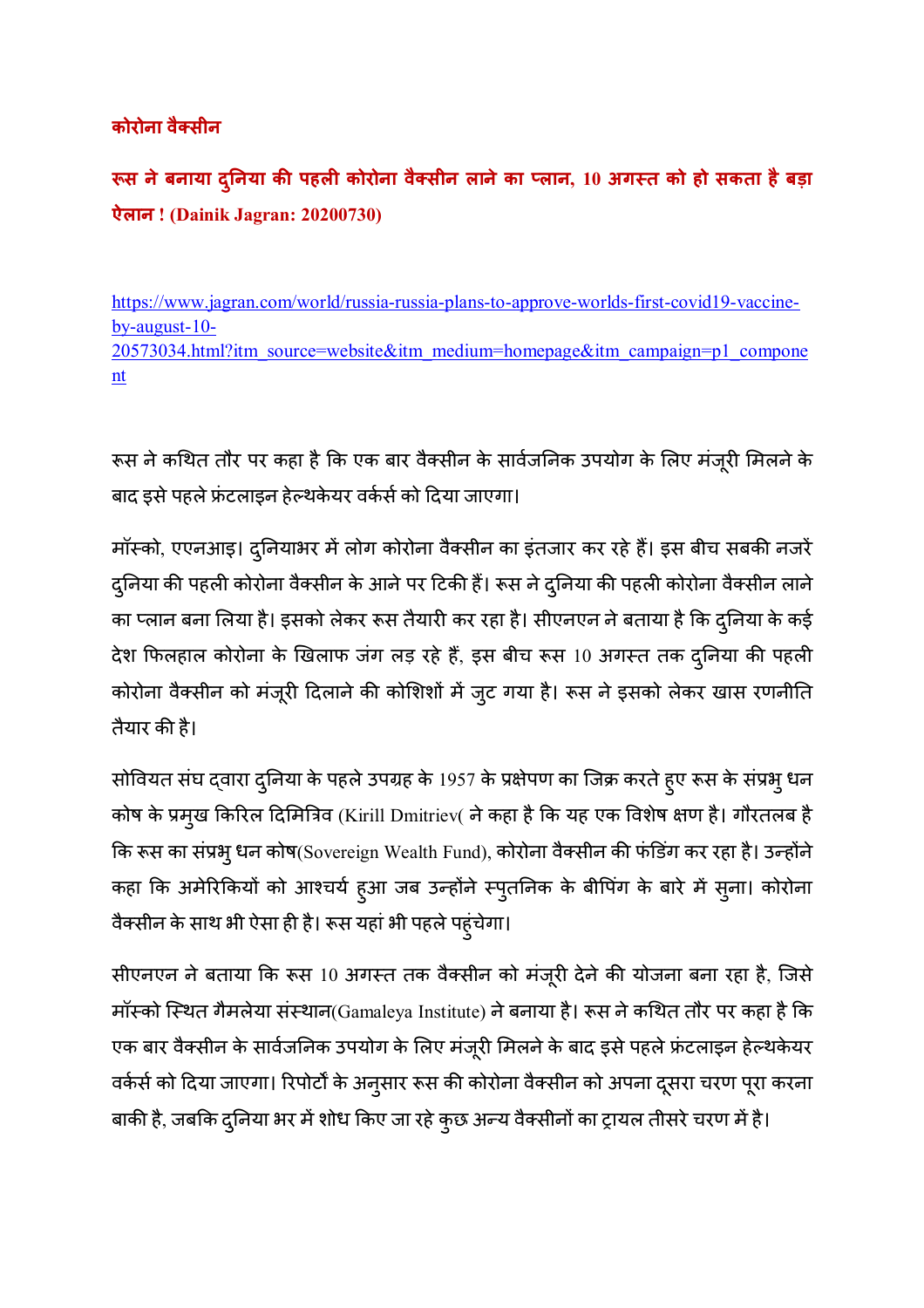**कोरोना वैक्सीन**

## रूस ने बनाया दुनिया की पहली कोरोना वैक्सीन लाने का प्लान, 10 अगस्त को हो सकता है बड़ा ऐलान ! (Dainik Jagran: 20200730)

https://www.jagran.com/world/russia-russia-plans-to-approve-worlds-first-covid19-vaccine-by-august-10-20573034.html?itm_source=website&itm_medium=homepage&itm_campaign=p1_component

रूस ने कथित तौर पर कहा है कि एक बार वैक्सीन के सार्वजनिक उपयोग के लिए मंजूरी मिलने के बाद इसे पहले फ्रंटलाइन हेल्थकेयर वर्कर्स को दिया जाएगा।

मॉस्को, एएनआइ। दुनियाभर में लोग कोरोना वैक्सीन का इंतजार कर रहे हैं। इस बीच सबकी नजरें दुनिया की पहली कोरोना वैक्सीन के आने पर टिकी हैं। रूस ने दुनिया की पहली कोरोना वैक्सीन लाने का प्लान बना लिया है। इसको लेकर रूस तैयारी कर रहा है। सीएनएन ने बताया है कि दुनिया के कई देश फिलहाल कोरोना के खिलाफ जंग लड़ रहे हैं, इस बीच रूस 10 अगस्त तक दुनिया की पहली कोरोना वैक्सीन को मंजूरी दिलाने की कोशिशों में जुट गया है। रूस ने इसको लेकर खास रणनीति तैयार की है।

सोवियत संघ द्वारा दुनिया के पहले उपग्रह के 1957 के प्रक्षेपण का जिक्र करते हुए रूस के संप्रभु धन कोष के प्रमुख किरिल दिमित्रिव (Kirill Dmitriev( ने कहा है कि यह एक विशेष क्षण है। गौरतलब है कि रूस का संप्रभु धन कोष(Sovereign Wealth Fund), कोरोना वैक्सीन की फंडिंग कर रहा है। उन्होंने कहा कि अमेरिकियों को आश्चर्य हुआ जब उन्होंने स्पुतनिक के बीपिंग के बारे में सुना। कोरोना वैक्सीन के साथ भी ऐसा ही है। रूस यहां भी पहले पहुंचेगा।

सीएनएन ने बताया कि रूस 10 अगस्त तक वैक्सीन को मंजूरी देने की योजना बना रहा है, जिसे मॉस्को स्थित गैमलेया संस्थान(Gamaleya Institute) ने बनाया है। रूस ने कथित तौर पर कहा है कि एक बार वैक्सीन के सार्वजनिक उपयोग के लिए मंजूरी मिलने के बाद इसे पहले फ्रंटलाइन हेल्थकेयर वर्कर्स को दिया जाएगा। रिपोर्टों के अनुसार रूस की कोरोना वैक्सीन को अपना दूसरा चरण पूरा करना बाकी है, जबकि दुनिया भर में शोध किए जा रहे कुछ अन्य वैक्सीनों का ट्रायल तीसरे चरण में है।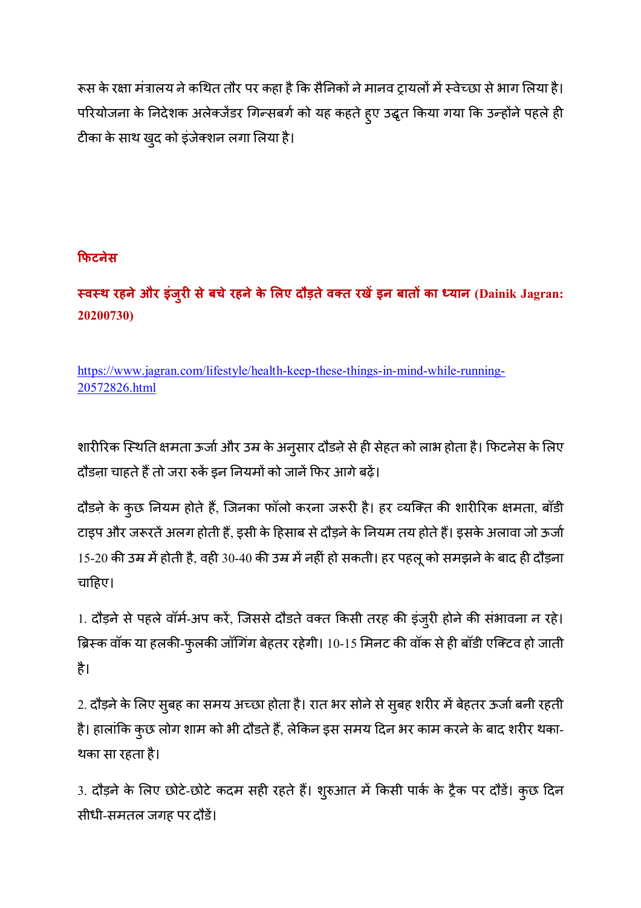रूस के रक्षा मंत्रालय ने कथित तौर पर कहा है कि सैनिकों ने मानव ट्रायलों में स्वेच्छा से भाग लिया है। परियोजना के निदेशक अलेक्जेंडर गिन्सबर्ग को यह कहते हुए उद्धृत किया गया कि उन्होंने पहले ही टीका के साथ खुद को इंजेक्शन लगा लिया है।

## फिटनेस

### स्वस्थ रहने और इंजुरी से बचे रहने के लिए दौड़ते वक्त रखें इन बातों का ध्यान (Dainik Jagran: 20200730)

https://www.jagran.com/lifestyle/health-keep-these-things-in-mind-while-running-20572826.html

शारीरिक स्थिति क्षमता ऊर्जा और उम्र के अनुसार दौड़ने से ही सेहत को लाभ होता है। फिटनेस के लिए दौड़ना चाहते हैं तो जरा रुकें इन नियमों को जानें फिर आगे बढ़ें।

दौड़ने के कुछ नियम होते हैं, जिनका फॉलो करना जरूरी है। हर व्यक्ति की शारीरिक क्षमता, बॉडी टाइप और जरूरतें अलग होती हैं, इसी के हिसाब से दौड़ने के नियम तय होते हैं। इसके अलावा जो ऊर्जा 15-20 की उम्र में होती है, वही 30-40 की उम्र में नहीं हो सकती। हर पहलू को समझने के बाद ही दौड़ना चाहिए।

1. दौड़ने से पहले वॉर्म-अप करें, जिससे दौडते वक्त किसी तरह की इंजुरी होने की संभावना न रहे। ब्रिस्क वॉक या हलकी-फुलकी जॉगिंग बेहतर रहेगी। 10-15 मिनट की वॉक से ही बॉडी एक्टिव हो जाती है।

2. दौड़ने के लिए सुबह का समय अच्छा होता है। रात भर सोने से सुबह शरीर में बेहतर ऊर्जा बनी रहती है। हालांकि कुछ लोग शाम को भी दौडते हैं, लेकिन इस समय दिन भर काम करने के बाद शरीर थका-थका सा रहता है।

3. दौड़ने के लिए छोटे-छोटे कदम सही रहते हैं। शुरुआत में किसी पार्क के ट्रैक पर दौडें। कुछ दिन सीधी-समतल जगह पर दौडें।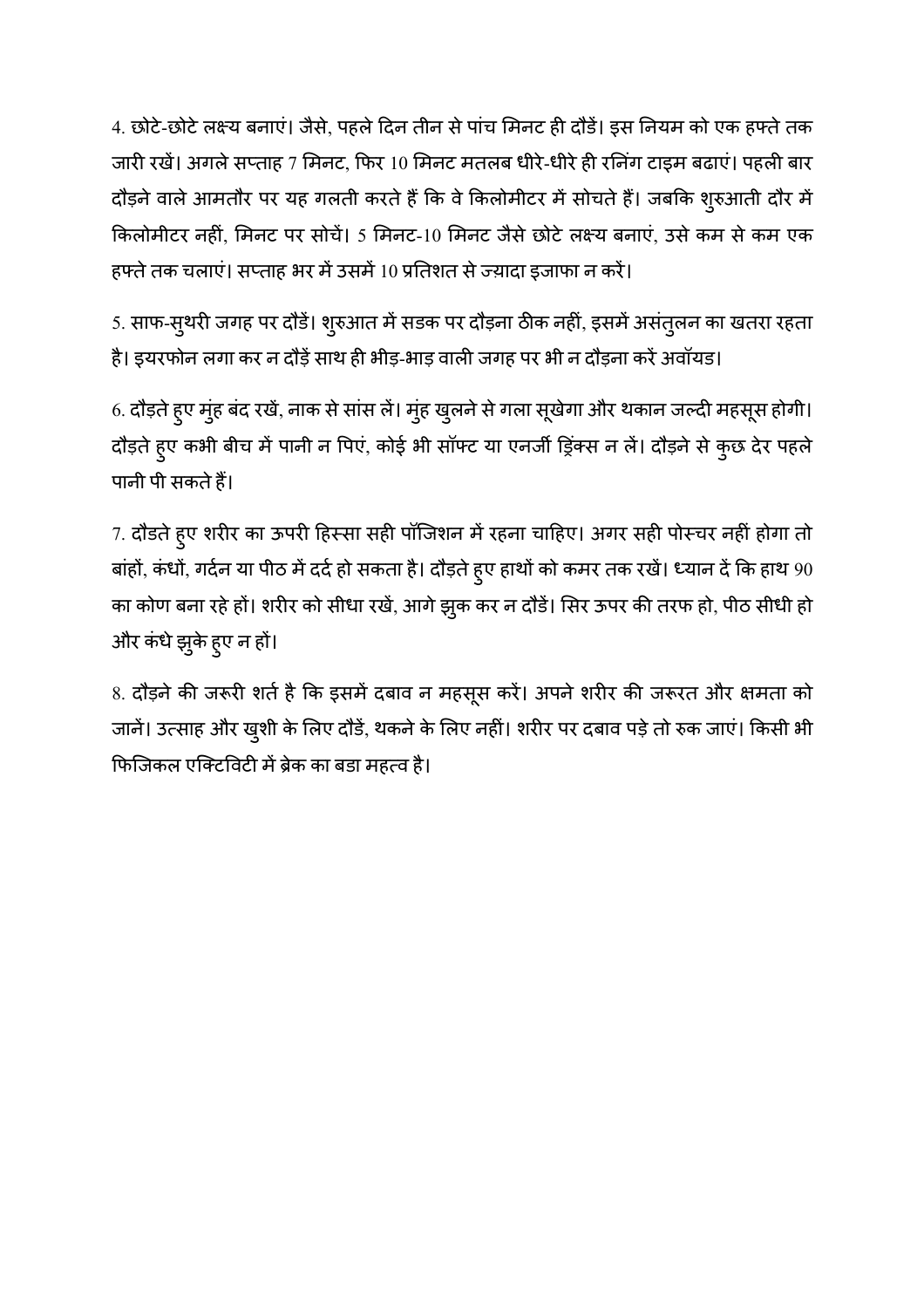4. छोटे-छोटे लक्ष्य बनाएं। जैसे, पहले दिन तीन से पांच मिनट ही दौडें। इस नियम को एक हफ्ते तक जारी रखें। अगले सप्ताह 7 मिनट, फिर 10 मिनट मतलब धीरे-धीरे ही रनिंग टाइम बढाएं। पहली बार दौड़ने वाले आमतौर पर यह गलती करते हैं कि वे किलोमीटर में सोचते हैं। जबकि शुरुआती दौर में किलोमीटर नहीं, मिनट पर सोचें। 5 मिनट-10 मिनट जैसे छोटे लक्ष्य बनाएं, उसे कम से कम एक हफ्ते तक चलाएं। सप्ताह भर में उसमें 10 प्रतिशत से ज्यादा इजाफा न करें।

5. साफ-सुथरी जगह पर दौडें। शुरुआत में सडक पर दौड़ना ठीक नहीं, इसमें असंतुलन का खतरा रहता है। इयरफोन लगा कर न दौड़ें साथ ही भीड़-भाड़ वाली जगह पर भी न दौड़ना करें अवॉयड।

6. दौड़ते हुए मुंह बंद रखें, नाक से सांस लें। मुंह खुलने से गला सूखेगा और थकान जल्दी महसूस होगी। दौड़ते हुए कभी बीच में पानी न पिएं, कोई भी सॉफ्ट या एनर्जी ड्रिंक्स न लें। दौड़ने से कुछ देर पहले पानी पी सकते हैं।

7. दौडते हुए शरीर का ऊपरी हिस्सा सही पॉजिशन में रहना चाहिए। अगर सही पोस्चर नहीं होगा तो बांहों, कंधों, गर्दन या पीठ में दर्द हो सकता है। दौड़ते हुए हाथों को कमर तक रखें। ध्यान दें कि हाथ 90 का कोण बना रहे हों। शरीर को सीधा रखें, आगे झुक कर न दौडें। सिर ऊपर की तरफ हो, पीठ सीधी हो और कंधे झुके हुए न हों।

8. दौड़ने की जरूरी शर्त है कि इसमें दबाव न महसूस करें। अपने शरीर की जरूरत और क्षमता को जानें। उत्साह और खुशी के लिए दौडें, थकने के लिए नहीं। शरीर पर दबाव पड़े तो रुक जाएं। किसी भी फिजिकल एक्टिविटी में ब्रेक का बडा महत्व है।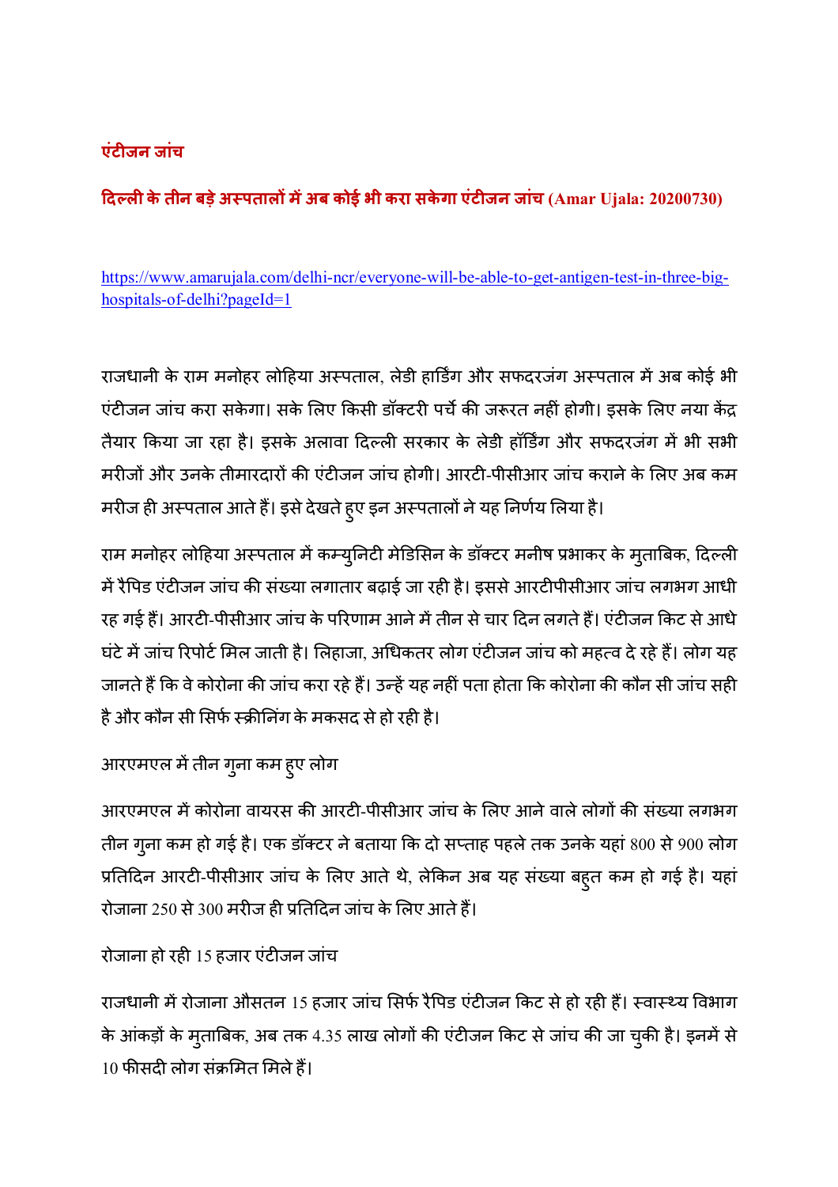## एंटीजन जांच

### दिल्ली के तीन बड़े अस्पतालों में अब कोई भी करा सकेगा एंटीजन जांच (Amar Ujala: 20200730)

https://www.amarujala.com/delhi-ncr/everyone-will-be-able-to-get-antigen-test-in-three-big-hospitals-of-delhi?pageId=1

राजधानी के राम मनोहर लोहिया अस्पताल, लेडी हार्डिंग और सफदरजंग अस्पताल में अब कोई भी एंटीजन जांच करा सकेगा। सके लिए किसी डॉक्टरी पर्चे की जरूरत नहीं होगी। इसके लिए नया केंद्र तैयार किया जा रहा है। इसके अलावा दिल्ली सरकार के लेडी हॉर्डिंग और सफदरजंग में भी सभी मरीजों और उनके तीमारदारों की एंटीजन जांच होगी। आरटी-पीसीआर जांच कराने के लिए अब कम मरीज ही अस्पताल आते हैं। इसे देखते हुए इन अस्पतालों ने यह निर्णय लिया है।

राम मनोहर लोहिया अस्पताल में कम्युनिटी मेडिसिन के डॉक्टर मनीष प्रभाकर के मुताबिक, दिल्ली में रैपिड एंटीजन जांच की संख्या लगातार बढ़ाई जा रही है। इससे आरटीपीसीआर जांच लगभग आधी रह गई हैं। आरटी-पीसीआर जांच के परिणाम आने में तीन से चार दिन लगते हैं। एंटीजन किट से आधे घंटे में जांच रिपोर्ट मिल जाती है। लिहाजा, अधिकतर लोग एंटीजन जांच को महत्व दे रहे हैं। लोग यह जानते हैं कि वे कोरोना की जांच करा रहे हैं। उन्हें यह नहीं पता होता कि कोरोना की कौन सी जांच सही है और कौन सी सिर्फ स्क्रीनिंग के मकसद से हो रही है।

आरएमएल में तीन गुना कम हुए लोग

आरएमएल में कोरोना वायरस की आरटी-पीसीआर जांच के लिए आने वाले लोगों की संख्या लगभग तीन गुना कम हो गई है। एक डॉक्टर ने बताया कि दो सप्ताह पहले तक उनके यहां 800 से 900 लोग प्रतिदिन आरटी-पीसीआर जांच के लिए आते थे, लेकिन अब यह संख्या बहुत कम हो गई है। यहां रोजाना 250 से 300 मरीज ही प्रतिदिन जांच के लिए आते हैं।

रोजाना हो रही 15 हजार एंटीजन जांच

राजधानी में रोजाना औसतन 15 हजार जांच सिर्फ रैपिड एंटीजन किट से हो रही हैं। स्वास्थ्य विभाग के आंकड़ों के मुताबिक, अब तक 4.35 लाख लोगों की एंटीजन किट से जांच की जा चुकी है। इनमें से 10 फीसदी लोग संक्रमित मिले हैं।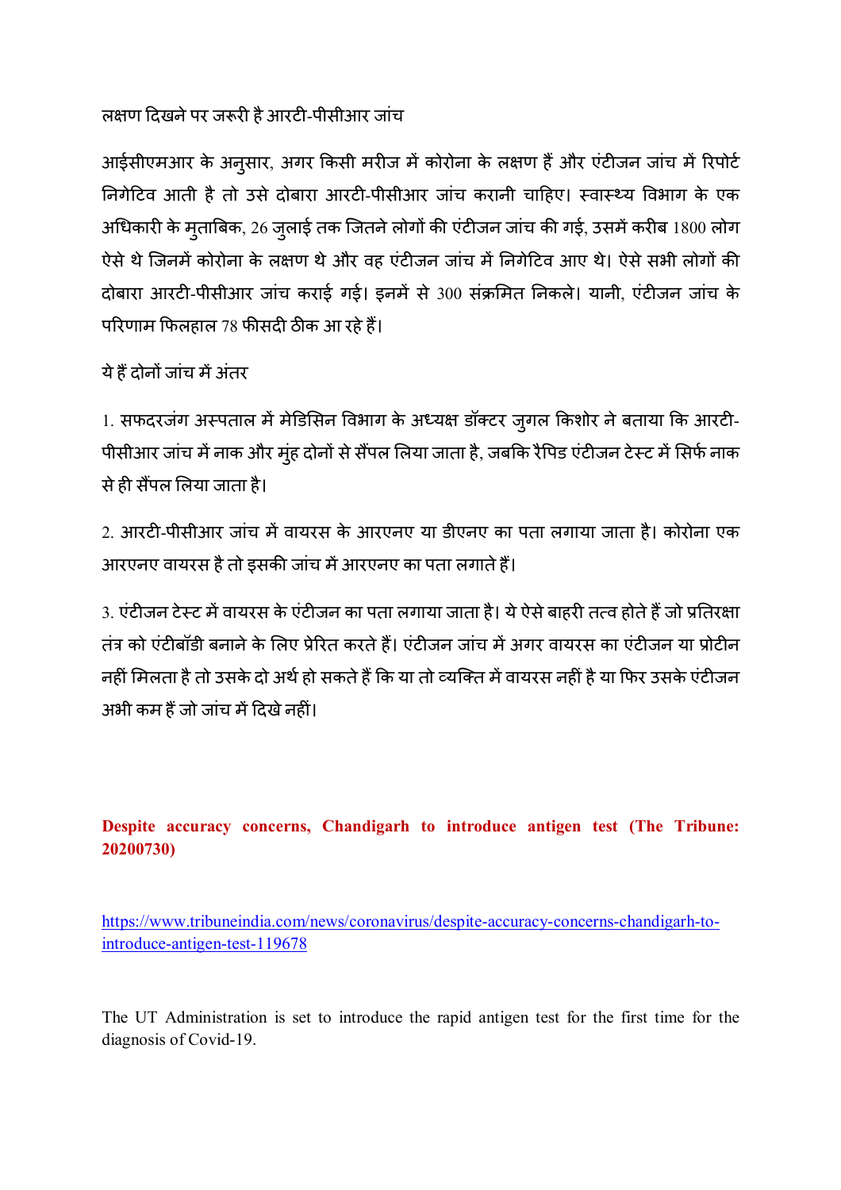लक्षण दिखने पर जरूरी है आरटी-पीसीआर जांच

आईसीएमआर के अनुसार, अगर किसी मरीज में कोरोना के लक्षण हैं और एंटीजन जांच में रिपोर्ट निगेटिव आती है तो उसे दोबारा आरटी-पीसीआर जांच करानी चाहिए। स्वास्थ्य विभाग के एक अधिकारी के मुताबिक, 26 जुलाई तक जितने लोगों की एंटीजन जांच की गई, उसमें करीब 1800 लोग ऐसे थे जिनमें कोरोना के लक्षण थे और वह एंटीजन जांच में निगेटिव आए थे। ऐसे सभी लोगों की दोबारा आरटी-पीसीआर जांच कराई गई। इनमें से 300 संक्रमित निकले। यानी, एंटीजन जांच के परिणाम फिलहाल 78 फीसदी ठीक आ रहे हैं।

ये हैं दोनों जांच में अंतर

1. सफदरजंग अस्पताल में मेडिसिन विभाग के अध्यक्ष डॉक्टर जुगल किशोर ने बताया कि आरटी-पीसीआर जांच में नाक और मुंह दोनों से सैंपल लिया जाता है, जबकि रैपिड एंटीजन टेस्ट में सिर्फ नाक से ही सैंपल लिया जाता है।

2. आरटी-पीसीआर जांच में वायरस के आरएनए या डीएनए का पता लगाया जाता है। कोरोना एक आरएनए वायरस है तो इसकी जांच में आरएनए का पता लगाते हैं।

3. एंटीजन टेस्ट में वायरस के एंटीजन का पता लगाया जाता है। ये ऐसे बाहरी तत्व होते हैं जो प्रतिरक्षा तंत्र को एंटीबॉडी बनाने के लिए प्रेरित करते हैं। एंटीजन जांच में अगर वायरस का एंटीजन या प्रोटीन नहीं मिलता है तो उसके दो अर्थ हो सकते हैं कि या तो व्यक्ति में वायरस नहीं है या फिर उसके एंटीजन अभी कम हैं जो जांच में दिखे नहीं।

**Despite accuracy concerns, Chandigarh to introduce antigen test (The Tribune: 20200730)**

https://www.tribuneindia.com/news/coronavirus/despite-accuracy-concerns-chandigarh-to-introduce-antigen-test-119678

The UT Administration is set to introduce the rapid antigen test for the first time for the diagnosis of Covid-19.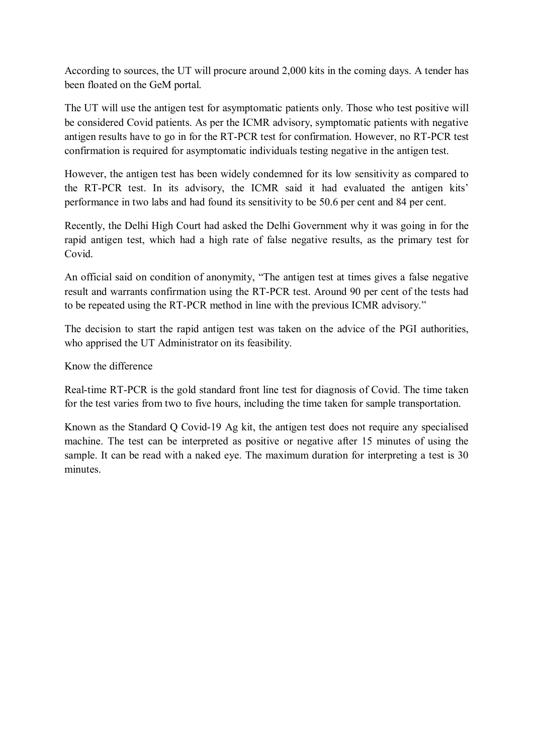According to sources, the UT will procure around 2,000 kits in the coming days. A tender has been floated on the GeM portal.

The UT will use the antigen test for asymptomatic patients only. Those who test positive will be considered Covid patients. As per the ICMR advisory, symptomatic patients with negative antigen results have to go in for the RT-PCR test for confirmation. However, no RT-PCR test confirmation is required for asymptomatic individuals testing negative in the antigen test.

However, the antigen test has been widely condemned for its low sensitivity as compared to the RT-PCR test. In its advisory, the ICMR said it had evaluated the antigen kits' performance in two labs and had found its sensitivity to be 50.6 per cent and 84 per cent.

Recently, the Delhi High Court had asked the Delhi Government why it was going in for the rapid antigen test, which had a high rate of false negative results, as the primary test for Covid.

An official said on condition of anonymity, "The antigen test at times gives a false negative result and warrants confirmation using the RT-PCR test. Around 90 per cent of the tests had to be repeated using the RT-PCR method in line with the previous ICMR advisory."

The decision to start the rapid antigen test was taken on the advice of the PGI authorities, who apprised the UT Administrator on its feasibility.

Know the difference

Real-time RT-PCR is the gold standard front line test for diagnosis of Covid. The time taken for the test varies from two to five hours, including the time taken for sample transportation.

Known as the Standard Q Covid-19 Ag kit, the antigen test does not require any specialised machine. The test can be interpreted as positive or negative after 15 minutes of using the sample. It can be read with a naked eye. The maximum duration for interpreting a test is 30 minutes.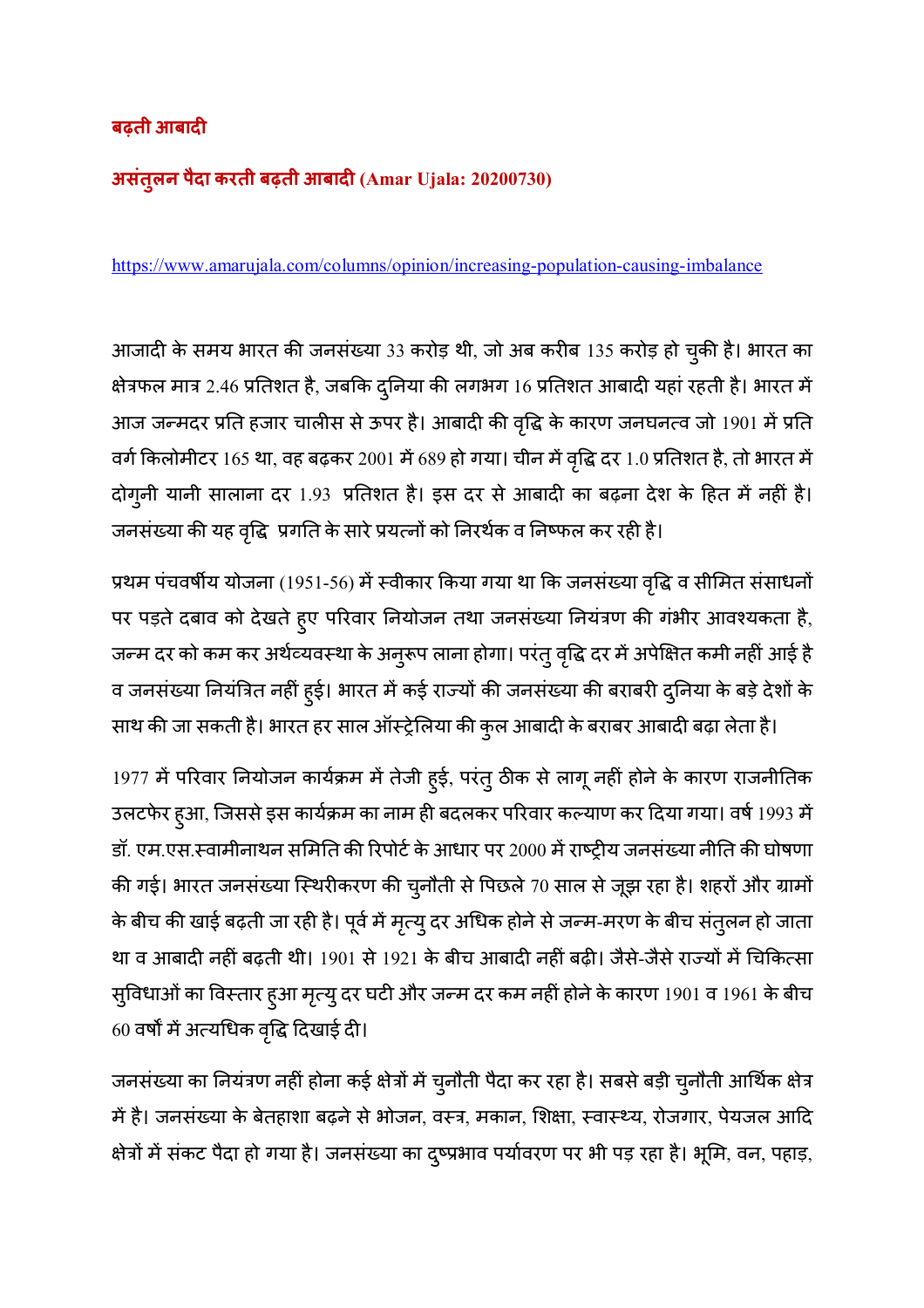## बढ़ती आबादी

### असंतुलन पैदा करती बढ़ती आबादी (Amar Ujala: 20200730)

https://www.amarujala.com/columns/opinion/increasing-population-causing-imbalance

आजादी के समय भारत की जनसंख्या 33 करोड़ थी, जो अब करीब 135 करोड़ हो चुकी है। भारत का क्षेत्रफल मात्र 2.46 प्रतिशत है, जबकि दुनिया की लगभग 16 प्रतिशत आबादी यहां रहती है। भारत में आज जन्मदर प्रति हजार चालीस से ऊपर है। आबादी की वृद्धि के कारण जनघनत्व जो 1901 में प्रति वर्ग किलोमीटर 165 था, वह बढ़कर 2001 में 689 हो गया। चीन में वृद्धि दर 1.0 प्रतिशत है, तो भारत में दोगुनी यानी सालाना दर 1.93 प्रतिशत है। इस दर से आबादी का बढ़ना देश के हित में नहीं है। जनसंख्या की यह वृद्धि प्रगति के सारे प्रयत्नों को निरर्थक व निष्फल कर रही है।

प्रथम पंचवर्षीय योजना (1951-56) में स्वीकार किया गया था कि जनसंख्या वृद्धि व सीमित संसाधनों पर पड़ते दबाव को देखते हुए परिवार नियोजन तथा जनसंख्या नियंत्रण की गंभीर आवश्यकता है, जन्म दर को कम कर अर्थव्यवस्था के अनुरूप लाना होगा। परंतु वृद्धि दर में अपेक्षित कमी नहीं आई है व जनसंख्या नियंत्रित नहीं हुई। भारत में कई राज्यों की जनसंख्या की बराबरी दुनिया के बड़े देशों के साथ की जा सकती है। भारत हर साल ऑस्ट्रेलिया की कुल आबादी के बराबर आबादी बढ़ा लेता है।

1977 में परिवार नियोजन कार्यक्रम में तेजी हुई, परंतु ठीक से लागू नहीं होने के कारण राजनीतिक उलटफेर हुआ, जिससे इस कार्यक्रम का नाम ही बदलकर परिवार कल्याण कर दिया गया। वर्ष 1993 में डॉ. एम.एस.स्वामीनाथन समिति की रिपोर्ट के आधार पर 2000 में राष्ट्रीय जनसंख्या नीति की घोषणा की गई। भारत जनसंख्या स्थिरीकरण की चुनौती से पिछले 70 साल से जूझ रहा है। शहरों और ग्रामों के बीच की खाई बढ़ती जा रही है। पूर्व में मृत्यु दर अधिक होने से जन्म-मरण के बीच संतुलन हो जाता था व आबादी नहीं बढ़ती थी। 1901 से 1921 के बीच आबादी नहीं बढ़ी। जैसे-जैसे राज्यों में चिकित्सा सुविधाओं का विस्तार हुआ मृत्यु दर घटी और जन्म दर कम नहीं होने के कारण 1901 व 1961 के बीच 60 वर्षों में अत्यधिक वृद्धि दिखाई दी।

जनसंख्या का नियंत्रण नहीं होना कई क्षेत्रों में चुनौती पैदा कर रहा है। सबसे बड़ी चुनौती आर्थिक क्षेत्र में है। जनसंख्या के बेतहाशा बढ़ने से भोजन, वस्त्र, मकान, शिक्षा, स्वास्थ्य, रोजगार, पेयजल आदि क्षेत्रों में संकट पैदा हो गया है। जनसंख्या का दुष्प्रभाव पर्यावरण पर भी पड़ रहा है। भूमि, वन, पहाड़,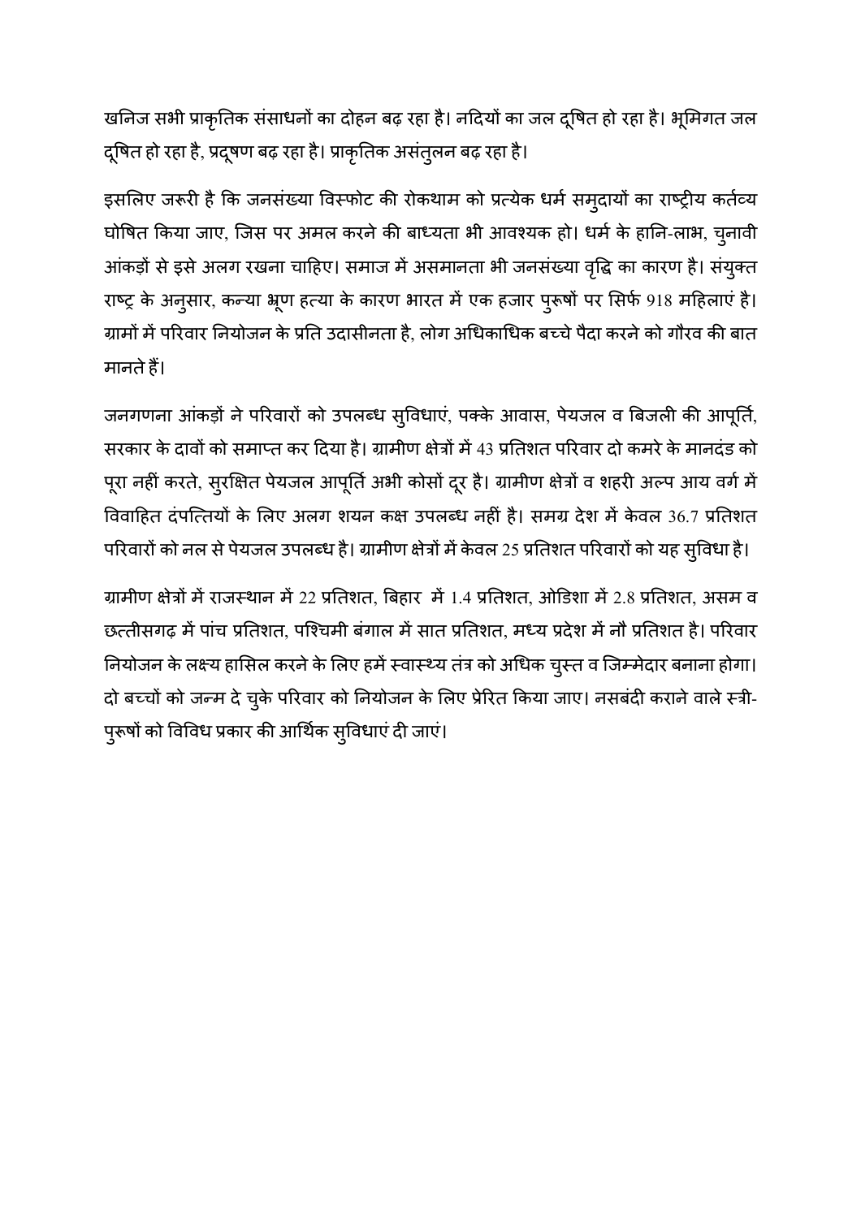खनिज सभी प्राकृतिक संसाधनों का दोहन बढ़ रहा है। नदियों का जल दूषित हो रहा है। भूमिगत जल दूषित हो रहा है, प्रदूषण बढ़ रहा है। प्राकृतिक असंतुलन बढ़ रहा है।

इसलिए जरूरी है कि जनसंख्या विस्फोट की रोकथाम को प्रत्येक धर्म समुदायों का राष्ट्रीय कर्तव्य घोषित किया जाए, जिस पर अमल करने की बाध्यता भी आवश्यक हो। धर्म के हानि-लाभ, चुनावी आंकड़ों से इसे अलग रखना चाहिए। समाज में असमानता भी जनसंख्या वृद्धि का कारण है। संयुक्त राष्ट्र के अनुसार, कन्या भ्रूण हत्या के कारण भारत में एक हजार पुरूषों पर सिर्फ 918 महिलाएं है। ग्रामों में परिवार नियोजन के प्रति उदासीनता है, लोग अधिकाधिक बच्चे पैदा करने को गौरव की बात मानते हैं।

जनगणना आंकड़ों ने परिवारों को उपलब्ध सुविधाएं, पक्के आवास, पेयजल व बिजली की आपूर्ति, सरकार के दावों को समाप्त कर दिया है। ग्रामीण क्षेत्रों में 43 प्रतिशत परिवार दो कमरे के मानदंड को पूरा नहीं करते, सुरक्षित पेयजल आपूर्ति अभी कोसों दूर है। ग्रामीण क्षेत्रों व शहरी अल्प आय वर्ग में विवाहित दंपत्तियों के लिए अलग शयन कक्ष उपलब्ध नहीं है। समग्र देश में केवल 36.7 प्रतिशत परिवारों को नल से पेयजल उपलब्ध है। ग्रामीण क्षेत्रों में केवल 25 प्रतिशत परिवारों को यह सुविधा है।

ग्रामीण क्षेत्रों में राजस्थान में 22 प्रतिशत, बिहार में 1.4 प्रतिशत, ओडिशा में 2.8 प्रतिशत, असम व छत्तीसगढ़ में पांच प्रतिशत, पश्चिमी बंगाल में सात प्रतिशत, मध्य प्रदेश में नौ प्रतिशत है। परिवार नियोजन के लक्ष्य हासिल करने के लिए हमें स्वास्थ्य तंत्र को अधिक चुस्त व जिम्मेदार बनाना होगा। दो बच्चों को जन्म दे चुके परिवार को नियोजन के लिए प्रेरित किया जाए। नसबंदी कराने वाले स्त्री-पुरूषों को विविध प्रकार की आर्थिक सुविधाएं दी जाएं।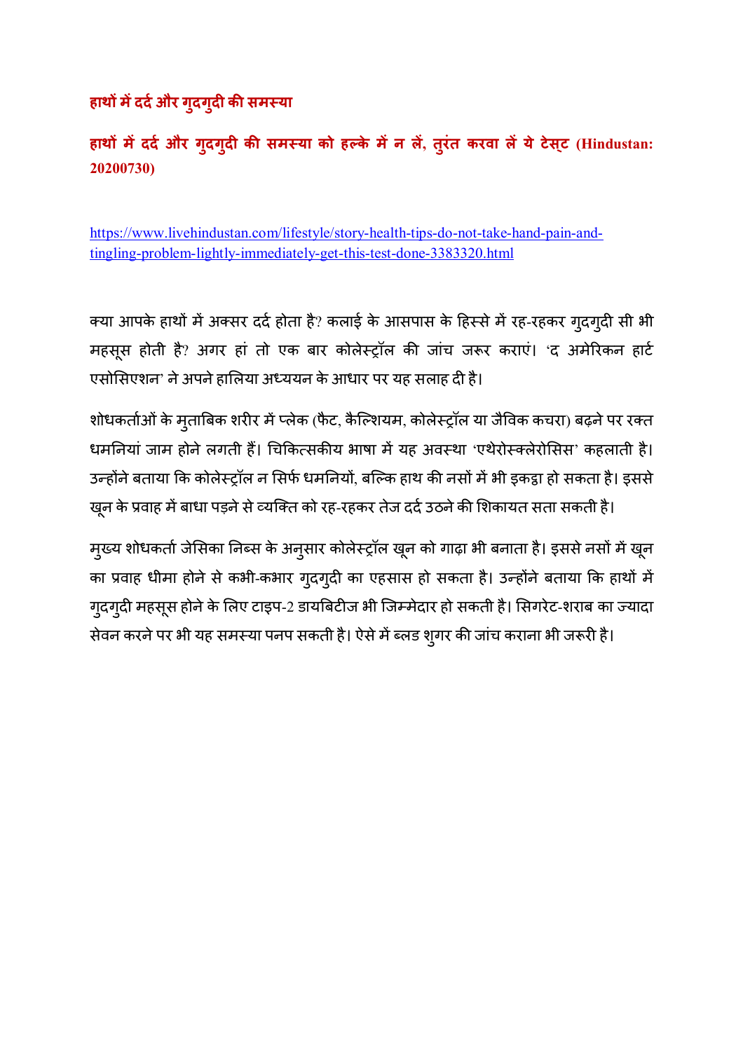## हाथों में दर्द और गुदगुदी की समस्या

### हाथों में दर्द और गुदगुदी की समस्या को हल्के में न लें, तुरंत करवा लें ये टेस्ट (Hindustan: 20200730)

https://www.livehindustan.com/lifestyle/story-health-tips-do-not-take-hand-pain-and-tingling-problem-lightly-immediately-get-this-test-done-3383320.html

क्या आपके हाथों में अक्सर दर्द होता है? कलाई के आसपास के हिस्से में रह-रहकर गुदगुदी सी भी महसूस होती है? अगर हां तो एक बार कोलेस्ट्रॉल की जांच जरूर कराएं। 'द अमेरिकन हार्ट एसोसिएशन' ने अपने हालिया अध्ययन के आधार पर यह सलाह दी है।

शोधकर्ताओं के मुताबिक शरीर में प्लेक (फैट, कैल्शियम, कोलेस्ट्रॉल या जैविक कचरा) बढ़ने पर रक्त धमनियां जाम होने लगती हैं। चिकित्सकीय भाषा में यह अवस्था 'एथेरोस्क्लेरोसिस' कहलाती है। उन्होंने बताया कि कोलेस्ट्रॉल न सिर्फ धमनियों, बल्कि हाथ की नसों में भी इकट्ठा हो सकता है। इससे खून के प्रवाह में बाधा पड़ने से व्यक्ति को रह-रहकर तेज दर्द उठने की शिकायत सता सकती है।

मुख्य शोधकर्ता जेसिका निब्स के अनुसार कोलेस्ट्रॉल खून को गाढ़ा भी बनाता है। इससे नसों में खून का प्रवाह धीमा होने से कभी-कभार गुदगुदी का एहसास हो सकता है। उन्होंने बताया कि हाथों में गुदगुदी महसूस होने के लिए टाइप-2 डायबिटीज भी जिम्मेदार हो सकती है। सिगरेट-शराब का ज्यादा सेवन करने पर भी यह समस्या पनप सकती है। ऐसे में ब्लड शुगर की जांच कराना भी जरूरी है।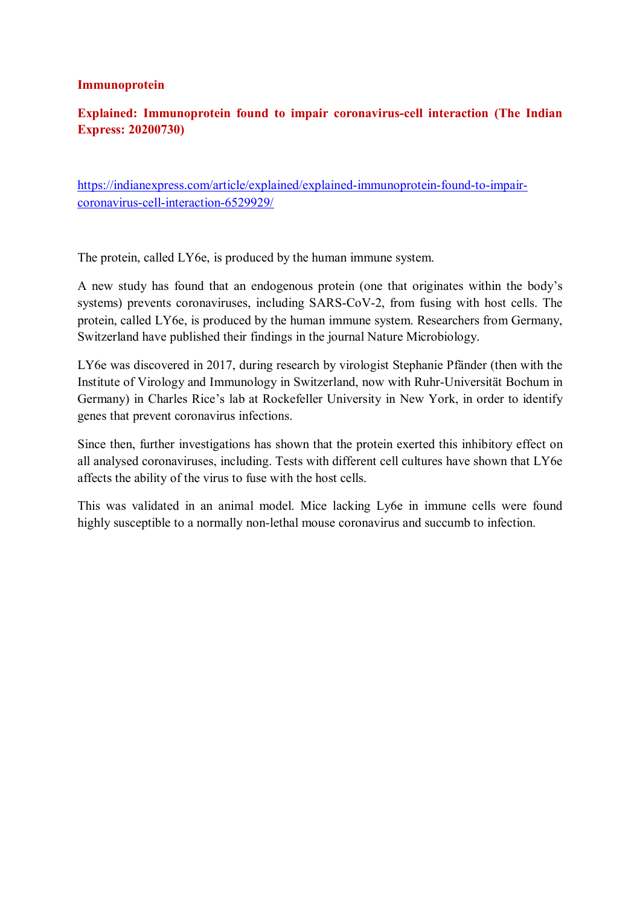**Immunoprotein**

**Explained: Immunoprotein found to impair coronavirus-cell interaction (The Indian Express: 20200730)**

https://indianexpress.com/article/explained/explained-immunoprotein-found-to-impair-coronavirus-cell-interaction-6529929/

The protein, called LY6e, is produced by the human immune system.

A new study has found that an endogenous protein (one that originates within the body's systems) prevents coronaviruses, including SARS-CoV-2, from fusing with host cells. The protein, called LY6e, is produced by the human immune system. Researchers from Germany, Switzerland have published their findings in the journal Nature Microbiology.

LY6e was discovered in 2017, during research by virologist Stephanie Pfänder (then with the Institute of Virology and Immunology in Switzerland, now with Ruhr-Universität Bochum in Germany) in Charles Rice's lab at Rockefeller University in New York, in order to identify genes that prevent coronavirus infections.

Since then, further investigations has shown that the protein exerted this inhibitory effect on all analysed coronaviruses, including. Tests with different cell cultures have shown that LY6e affects the ability of the virus to fuse with the host cells.

This was validated in an animal model. Mice lacking Ly6e in immune cells were found highly susceptible to a normally non-lethal mouse coronavirus and succumb to infection.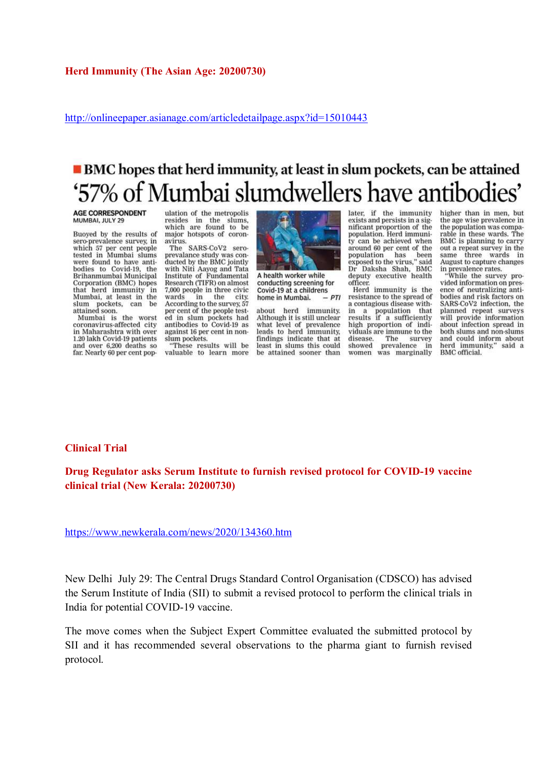**Herd Immunity (The Asian Age: 20200730)**

http://onlineepaper.asianage.com/articledetailpage.aspx?id=15010443

## BMC hopes that herd immunity, at least in slum pockets, can be attained

# '57% of Mumbai slumdwellers have antibodies'

AGE CORRESPONDENT
MUMBAI, JULY 29

Buoyed by the results of sero-prevalence survey, in which 57 per cent people tested in Mumbai slums were found to have antibodies to Covid-19, the Brihanmumbai Municipal Corporation (BMC) hopes that herd immunity in Mumbai, at least in the slum pockets, can be attained soon.

Mumbai is the worst coronavirus-affected city in Maharashtra with over 1.20 lakh Covid-19 patients and over 6,200 deaths so far. Nearly 60 per cent population of the metropolis resides in the slums, which are found to be major hotspots of coronavirus.

The SARS-CoV2 sero-prevalance study was conducted by the BMC jointly with Niti Aayog and Tata Institute of Fundamental Research (TIFR) on almost 7,000 people in three civic wards in the city. According to the survey, 57 per cent of the people tested in slum pockets had antibodies to Covid-19 as against 16 per cent in non-slum pockets.

"These results will be valuable to learn more about herd immunity. Although it is still unclear what level of prevalence leads to herd immunity, findings indicate that at least in slums this could be attained sooner than later, if the immunity exists and persists in a significant proportion of the population. Herd immunity can be achieved when around 60 per cent of the population has been exposed to the virus," said Dr Daksha Shah, BMC deputy executive health officer.

Herd immunity is the resistance to the spread of a contagious disease within a population that results if a sufficiently high proportion of individuals are immune to the disease. The survey showed prevalence in women was marginally higher than in men, but the age wise prevalence in the population was comparable in these wards. The BMC is planning to carry out a repeat survey in the same three wards in August to capture changes in prevalence rates.

"While the survey provided information on presence of neutralizing antibodies and risk factors on SARS-CoV2 infection, the planned repeat surveys will provide information about infection spread in both slums and non-slums and could inform about herd immunity," said a BMC official.

A health worker while conducting screening for Covid-19 at a childrens home in Mumbai. — PTI

**Clinical Trial**

**Drug Regulator asks Serum Institute to furnish revised protocol for COVID-19 vaccine clinical trial (New Kerala: 20200730)**

https://www.newkerala.com/news/2020/134360.htm

New Delhi July 29: The Central Drugs Standard Control Organisation (CDSCO) has advised the Serum Institute of India (SII) to submit a revised protocol to perform the clinical trials in India for potential COVID-19 vaccine.

The move comes when the Subject Expert Committee evaluated the submitted protocol by SII and it has recommended several observations to the pharma giant to furnish revised protocol.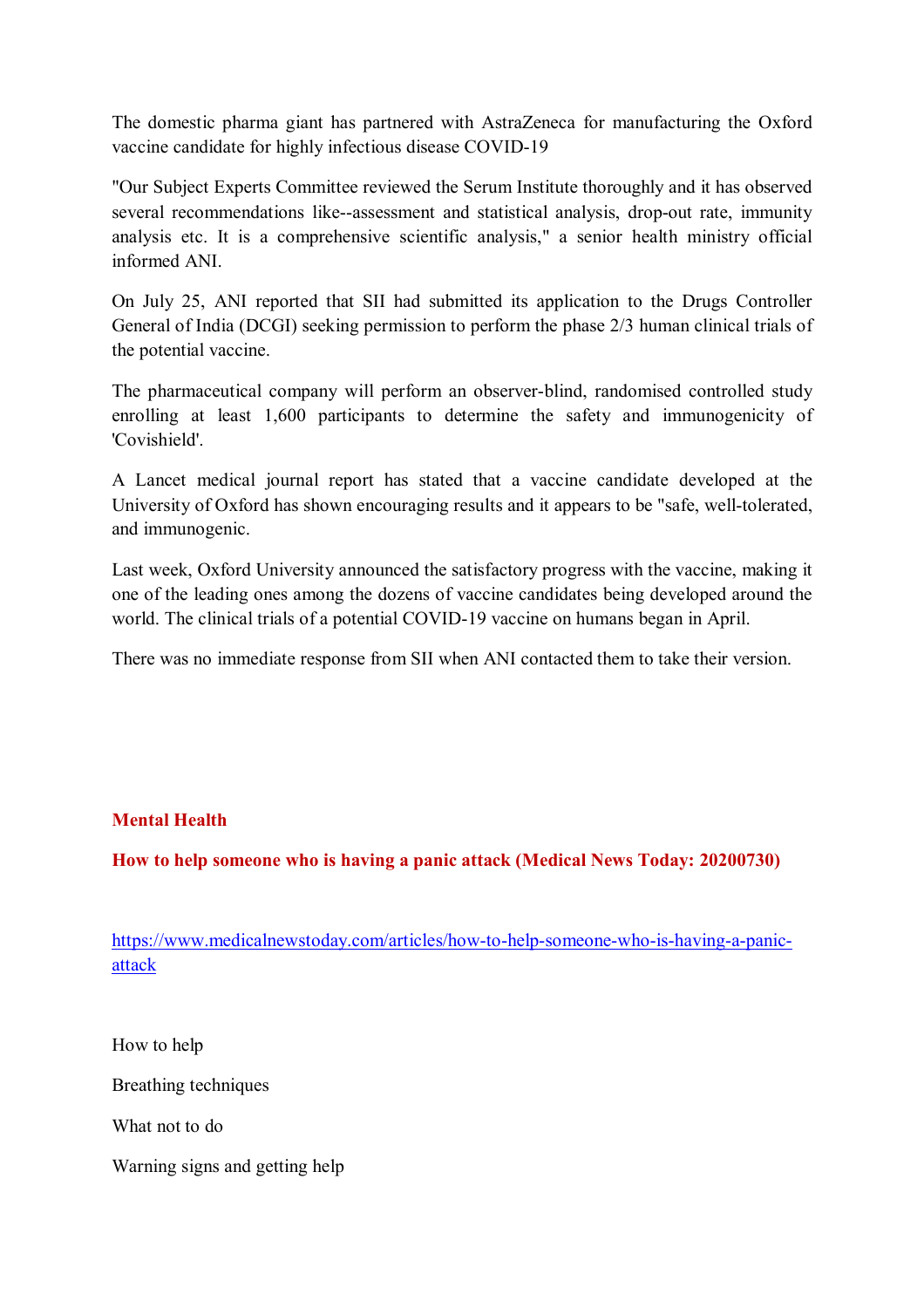The domestic pharma giant has partnered with AstraZeneca for manufacturing the Oxford vaccine candidate for highly infectious disease COVID-19

"Our Subject Experts Committee reviewed the Serum Institute thoroughly and it has observed several recommendations like--assessment and statistical analysis, drop-out rate, immunity analysis etc. It is a comprehensive scientific analysis," a senior health ministry official informed ANI.

On July 25, ANI reported that SII had submitted its application to the Drugs Controller General of India (DCGI) seeking permission to perform the phase 2/3 human clinical trials of the potential vaccine.

The pharmaceutical company will perform an observer-blind, randomised controlled study enrolling at least 1,600 participants to determine the safety and immunogenicity of 'Covishield'.

A Lancet medical journal report has stated that a vaccine candidate developed at the University of Oxford has shown encouraging results and it appears to be "safe, well-tolerated, and immunogenic.

Last week, Oxford University announced the satisfactory progress with the vaccine, making it one of the leading ones among the dozens of vaccine candidates being developed around the world. The clinical trials of a potential COVID-19 vaccine on humans began in April.

There was no immediate response from SII when ANI contacted them to take their version.

## Mental Health

### How to help someone who is having a panic attack (Medical News Today: 20200730)

https://www.medicalnewstoday.com/articles/how-to-help-someone-who-is-having-a-panic-attack

How to help

Breathing techniques

What not to do

Warning signs and getting help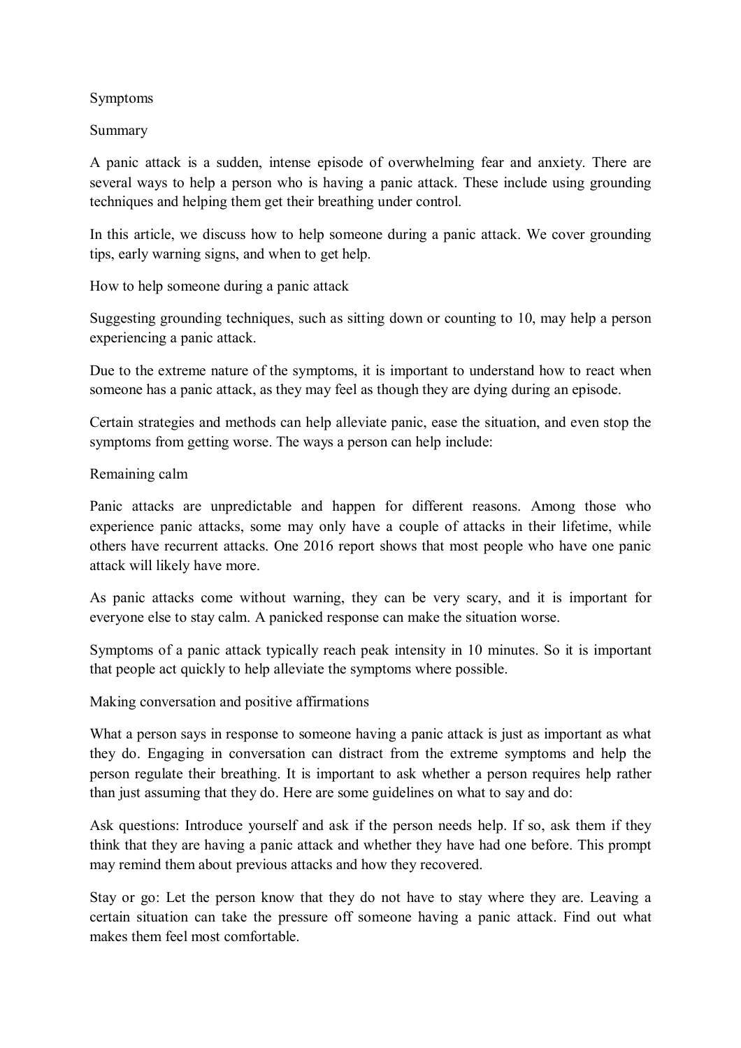## Symptoms

### Summary

A panic attack is a sudden, intense episode of overwhelming fear and anxiety. There are several ways to help a person who is having a panic attack. These include using grounding techniques and helping them get their breathing under control.

In this article, we discuss how to help someone during a panic attack. We cover grounding tips, early warning signs, and when to get help.

## How to help someone during a panic attack

Suggesting grounding techniques, such as sitting down or counting to 10, may help a person experiencing a panic attack.

Due to the extreme nature of the symptoms, it is important to understand how to react when someone has a panic attack, as they may feel as though they are dying during an episode.

Certain strategies and methods can help alleviate panic, ease the situation, and even stop the symptoms from getting worse. The ways a person can help include:

### Remaining calm

Panic attacks are unpredictable and happen for different reasons. Among those who experience panic attacks, some may only have a couple of attacks in their lifetime, while others have recurrent attacks. One 2016 report shows that most people who have one panic attack will likely have more.

As panic attacks come without warning, they can be very scary, and it is important for everyone else to stay calm. A panicked response can make the situation worse.

Symptoms of a panic attack typically reach peak intensity in 10 minutes. So it is important that people act quickly to help alleviate the symptoms where possible.

### Making conversation and positive affirmations

What a person says in response to someone having a panic attack is just as important as what they do. Engaging in conversation can distract from the extreme symptoms and help the person regulate their breathing. It is important to ask whether a person requires help rather than just assuming that they do. Here are some guidelines on what to say and do:

Ask questions: Introduce yourself and ask if the person needs help. If so, ask them if they think that they are having a panic attack and whether they have had one before. This prompt may remind them about previous attacks and how they recovered.

Stay or go: Let the person know that they do not have to stay where they are. Leaving a certain situation can take the pressure off someone having a panic attack. Find out what makes them feel most comfortable.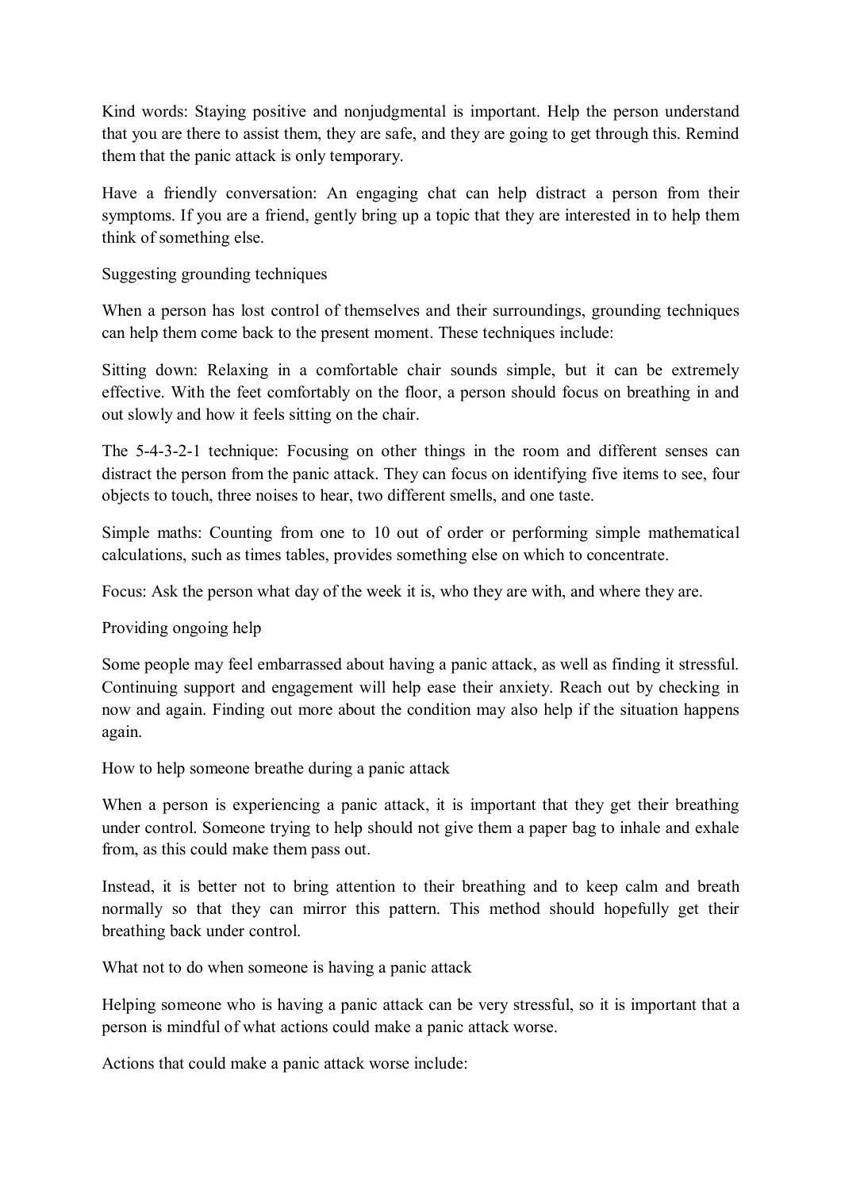Kind words: Staying positive and nonjudgmental is important. Help the person understand that you are there to assist them, they are safe, and they are going to get through this. Remind them that the panic attack is only temporary.

Have a friendly conversation: An engaging chat can help distract a person from their symptoms. If you are a friend, gently bring up a topic that they are interested in to help them think of something else.

## Suggesting grounding techniques

When a person has lost control of themselves and their surroundings, grounding techniques can help them come back to the present moment. These techniques include:

Sitting down: Relaxing in a comfortable chair sounds simple, but it can be extremely effective. With the feet comfortably on the floor, a person should focus on breathing in and out slowly and how it feels sitting on the chair.

The 5-4-3-2-1 technique: Focusing on other things in the room and different senses can distract the person from the panic attack. They can focus on identifying five items to see, four objects to touch, three noises to hear, two different smells, and one taste.

Simple maths: Counting from one to 10 out of order or performing simple mathematical calculations, such as times tables, provides something else on which to concentrate.

Focus: Ask the person what day of the week it is, who they are with, and where they are.

## Providing ongoing help

Some people may feel embarrassed about having a panic attack, as well as finding it stressful. Continuing support and engagement will help ease their anxiety. Reach out by checking in now and again. Finding out more about the condition may also help if the situation happens again.

## How to help someone breathe during a panic attack

When a person is experiencing a panic attack, it is important that they get their breathing under control. Someone trying to help should not give them a paper bag to inhale and exhale from, as this could make them pass out.

Instead, it is better not to bring attention to their breathing and to keep calm and breath normally so that they can mirror this pattern. This method should hopefully get their breathing back under control.

## What not to do when someone is having a panic attack

Helping someone who is having a panic attack can be very stressful, so it is important that a person is mindful of what actions could make a panic attack worse.

Actions that could make a panic attack worse include: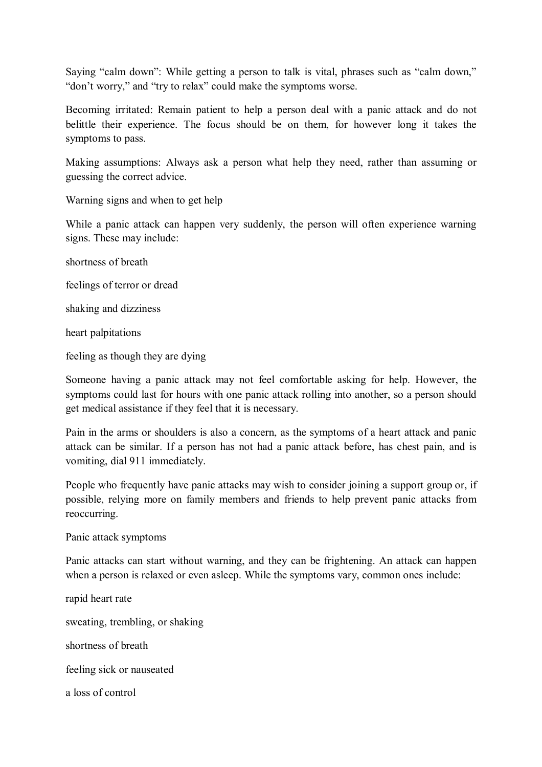Saying “calm down”: While getting a person to talk is vital, phrases such as “calm down,” “don’t worry,” and “try to relax” could make the symptoms worse.

Becoming irritated: Remain patient to help a person deal with a panic attack and do not belittle their experience. The focus should be on them, for however long it takes the symptoms to pass.

Making assumptions: Always ask a person what help they need, rather than assuming or guessing the correct advice.

## Warning signs and when to get help

While a panic attack can happen very suddenly, the person will often experience warning signs. These may include:

- shortness of breath
- feelings of terror or dread
- shaking and dizziness
- heart palpitations
- feeling as though they are dying

Someone having a panic attack may not feel comfortable asking for help. However, the symptoms could last for hours with one panic attack rolling into another, so a person should get medical assistance if they feel that it is necessary.

Pain in the arms or shoulders is also a concern, as the symptoms of a heart attack and panic attack can be similar. If a person has not had a panic attack before, has chest pain, and is vomiting, dial 911 immediately.

People who frequently have panic attacks may wish to consider joining a support group or, if possible, relying more on family members and friends to help prevent panic attacks from reoccurring.

## Panic attack symptoms

Panic attacks can start without warning, and they can be frightening. An attack can happen when a person is relaxed or even asleep. While the symptoms vary, common ones include:

- rapid heart rate
- sweating, trembling, or shaking
- shortness of breath
- feeling sick or nauseated
- a loss of control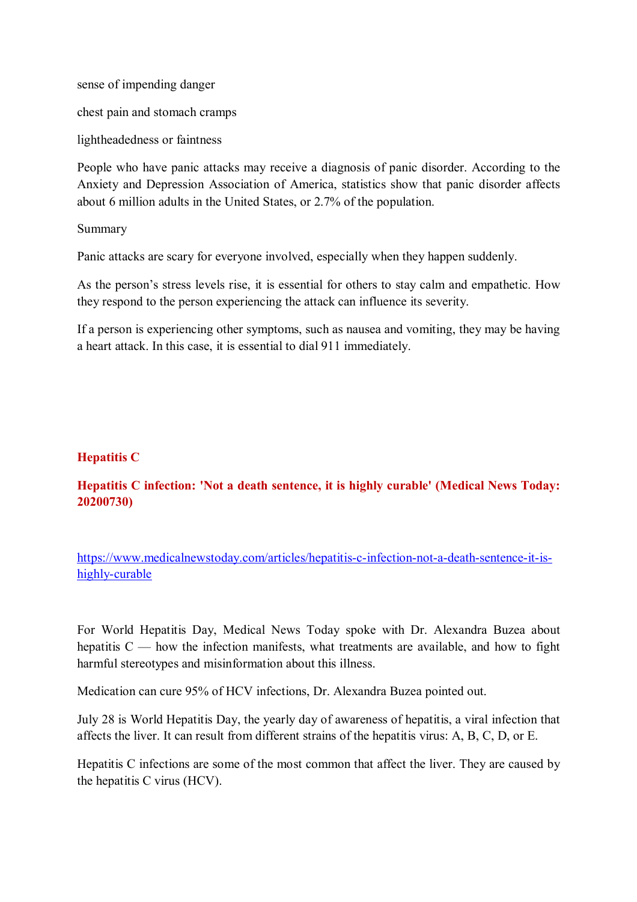sense of impending danger

chest pain and stomach cramps

lightheadedness or faintness

People who have panic attacks may receive a diagnosis of panic disorder. According to the Anxiety and Depression Association of America, statistics show that panic disorder affects about 6 million adults in the United States, or 2.7% of the population.

Summary

Panic attacks are scary for everyone involved, especially when they happen suddenly.

As the person's stress levels rise, it is essential for others to stay calm and empathetic. How they respond to the person experiencing the attack can influence its severity.

If a person is experiencing other symptoms, such as nausea and vomiting, they may be having a heart attack. In this case, it is essential to dial 911 immediately.

## Hepatitis C

### Hepatitis C infection: 'Not a death sentence, it is highly curable' (Medical News Today: 20200730)

[https://www.medicalnewstoday.com/articles/hepatitis-c-infection-not-a-death-sentence-it-is-highly-curable](https://www.medicalnewstoday.com/articles/hepatitis-c-infection-not-a-death-sentence-it-is-highly-curable)

For World Hepatitis Day, Medical News Today spoke with Dr. Alexandra Buzea about hepatitis C — how the infection manifests, what treatments are available, and how to fight harmful stereotypes and misinformation about this illness.

Medication can cure 95% of HCV infections, Dr. Alexandra Buzea pointed out.

July 28 is World Hepatitis Day, the yearly day of awareness of hepatitis, a viral infection that affects the liver. It can result from different strains of the hepatitis virus: A, B, C, D, or E.

Hepatitis C infections are some of the most common that affect the liver. They are caused by the hepatitis C virus (HCV).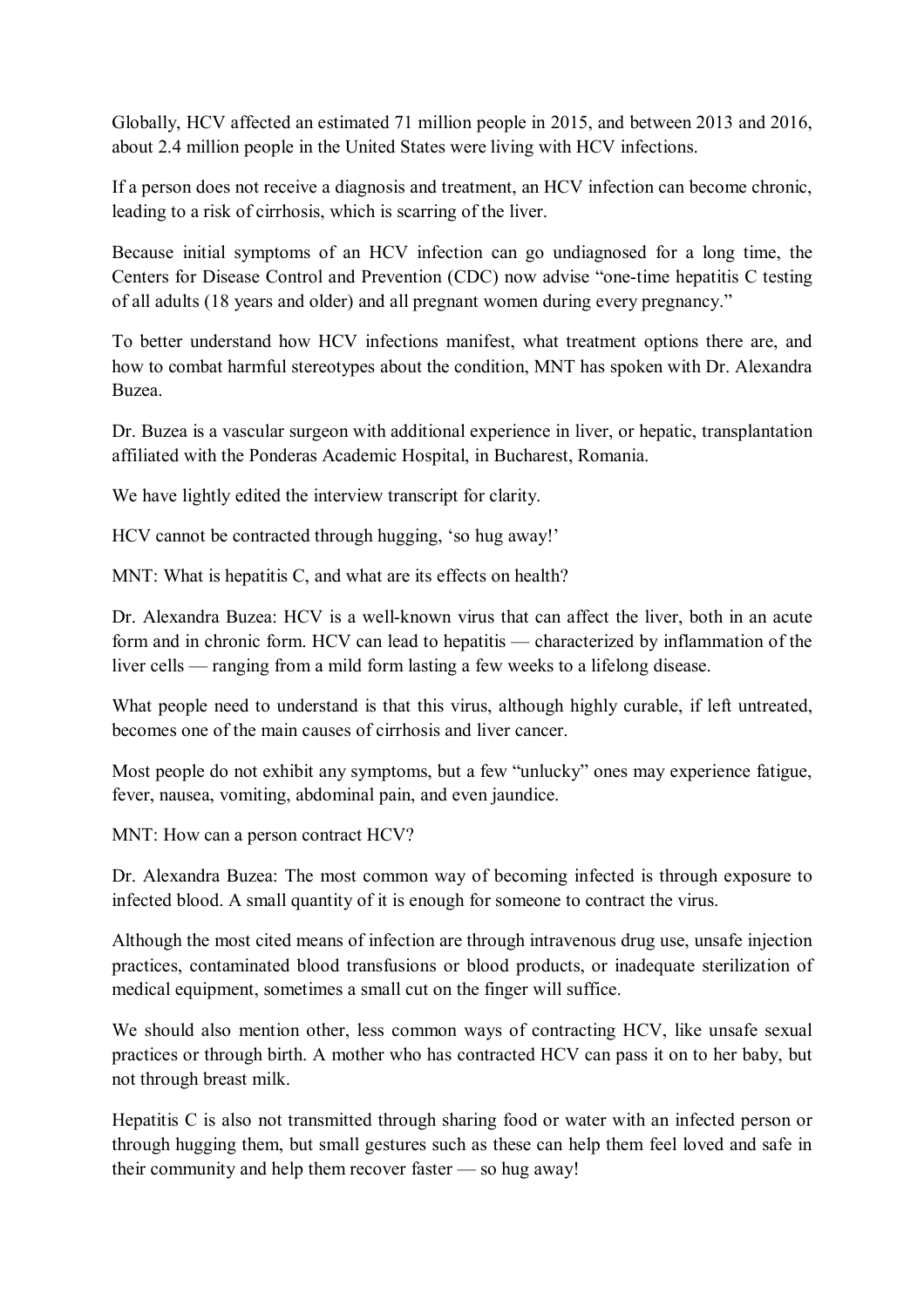Globally, HCV affected an estimated 71 million people in 2015, and between 2013 and 2016, about 2.4 million people in the United States were living with HCV infections.

If a person does not receive a diagnosis and treatment, an HCV infection can become chronic, leading to a risk of cirrhosis, which is scarring of the liver.

Because initial symptoms of an HCV infection can go undiagnosed for a long time, the Centers for Disease Control and Prevention (CDC) now advise "one-time hepatitis C testing of all adults (18 years and older) and all pregnant women during every pregnancy."

To better understand how HCV infections manifest, what treatment options there are, and how to combat harmful stereotypes about the condition, MNT has spoken with Dr. Alexandra Buzea.

Dr. Buzea is a vascular surgeon with additional experience in liver, or hepatic, transplantation affiliated with the Ponderas Academic Hospital, in Bucharest, Romania.

We have lightly edited the interview transcript for clarity.

## HCV cannot be contracted through hugging, 'so hug away!'

MNT: What is hepatitis C, and what are its effects on health?

Dr. Alexandra Buzea: HCV is a well-known virus that can affect the liver, both in an acute form and in chronic form. HCV can lead to hepatitis — characterized by inflammation of the liver cells — ranging from a mild form lasting a few weeks to a lifelong disease.

What people need to understand is that this virus, although highly curable, if left untreated, becomes one of the main causes of cirrhosis and liver cancer.

Most people do not exhibit any symptoms, but a few "unlucky" ones may experience fatigue, fever, nausea, vomiting, abdominal pain, and even jaundice.

MNT: How can a person contract HCV?

Dr. Alexandra Buzea: The most common way of becoming infected is through exposure to infected blood. A small quantity of it is enough for someone to contract the virus.

Although the most cited means of infection are through intravenous drug use, unsafe injection practices, contaminated blood transfusions or blood products, or inadequate sterilization of medical equipment, sometimes a small cut on the finger will suffice.

We should also mention other, less common ways of contracting HCV, like unsafe sexual practices or through birth. A mother who has contracted HCV can pass it on to her baby, but not through breast milk.

Hepatitis C is also not transmitted through sharing food or water with an infected person or through hugging them, but small gestures such as these can help them feel loved and safe in their community and help them recover faster — so hug away!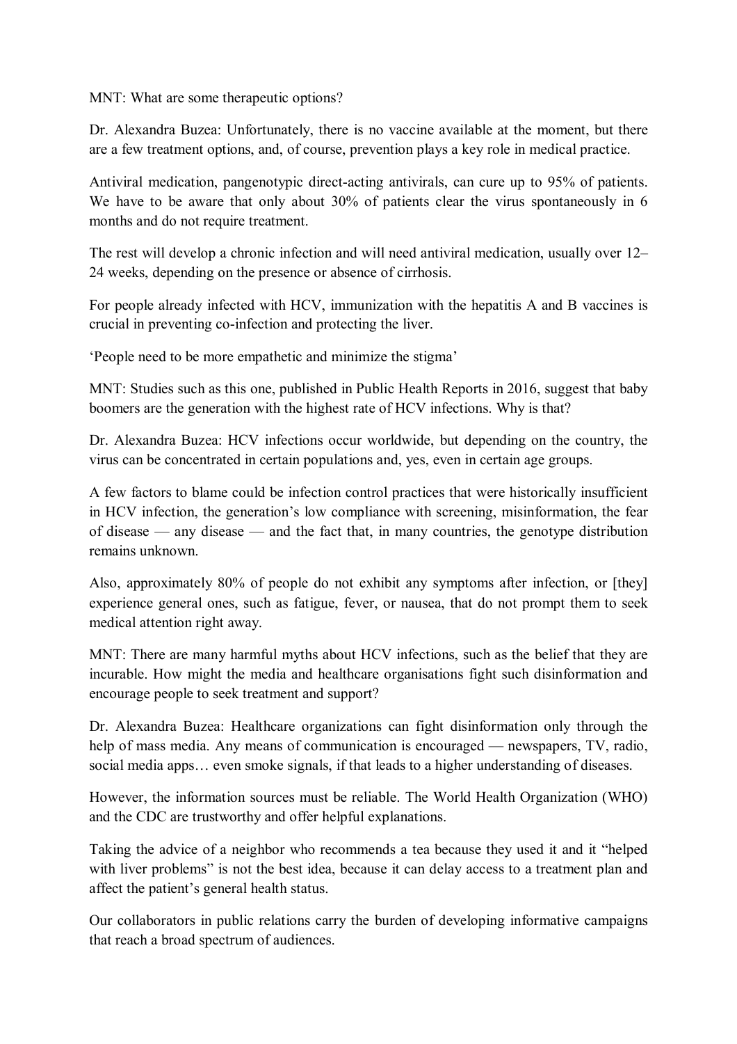MNT: What are some therapeutic options?

Dr. Alexandra Buzea: Unfortunately, there is no vaccine available at the moment, but there are a few treatment options, and, of course, prevention plays a key role in medical practice.

Antiviral medication, pangenotypic direct-acting antivirals, can cure up to 95% of patients. We have to be aware that only about 30% of patients clear the virus spontaneously in 6 months and do not require treatment.

The rest will develop a chronic infection and will need antiviral medication, usually over 12–24 weeks, depending on the presence or absence of cirrhosis.

For people already infected with HCV, immunization with the hepatitis A and B vaccines is crucial in preventing co-infection and protecting the liver.

'People need to be more empathetic and minimize the stigma'

MNT: Studies such as this one, published in Public Health Reports in 2016, suggest that baby boomers are the generation with the highest rate of HCV infections. Why is that?

Dr. Alexandra Buzea: HCV infections occur worldwide, but depending on the country, the virus can be concentrated in certain populations and, yes, even in certain age groups.

A few factors to blame could be infection control practices that were historically insufficient in HCV infection, the generation's low compliance with screening, misinformation, the fear of disease — any disease — and the fact that, in many countries, the genotype distribution remains unknown.

Also, approximately 80% of people do not exhibit any symptoms after infection, or [they] experience general ones, such as fatigue, fever, or nausea, that do not prompt them to seek medical attention right away.

MNT: There are many harmful myths about HCV infections, such as the belief that they are incurable. How might the media and healthcare organisations fight such disinformation and encourage people to seek treatment and support?

Dr. Alexandra Buzea: Healthcare organizations can fight disinformation only through the help of mass media. Any means of communication is encouraged — newspapers, TV, radio, social media apps… even smoke signals, if that leads to a higher understanding of diseases.

However, the information sources must be reliable. The World Health Organization (WHO) and the CDC are trustworthy and offer helpful explanations.

Taking the advice of a neighbor who recommends a tea because they used it and it "helped with liver problems" is not the best idea, because it can delay access to a treatment plan and affect the patient's general health status.

Our collaborators in public relations carry the burden of developing informative campaigns that reach a broad spectrum of audiences.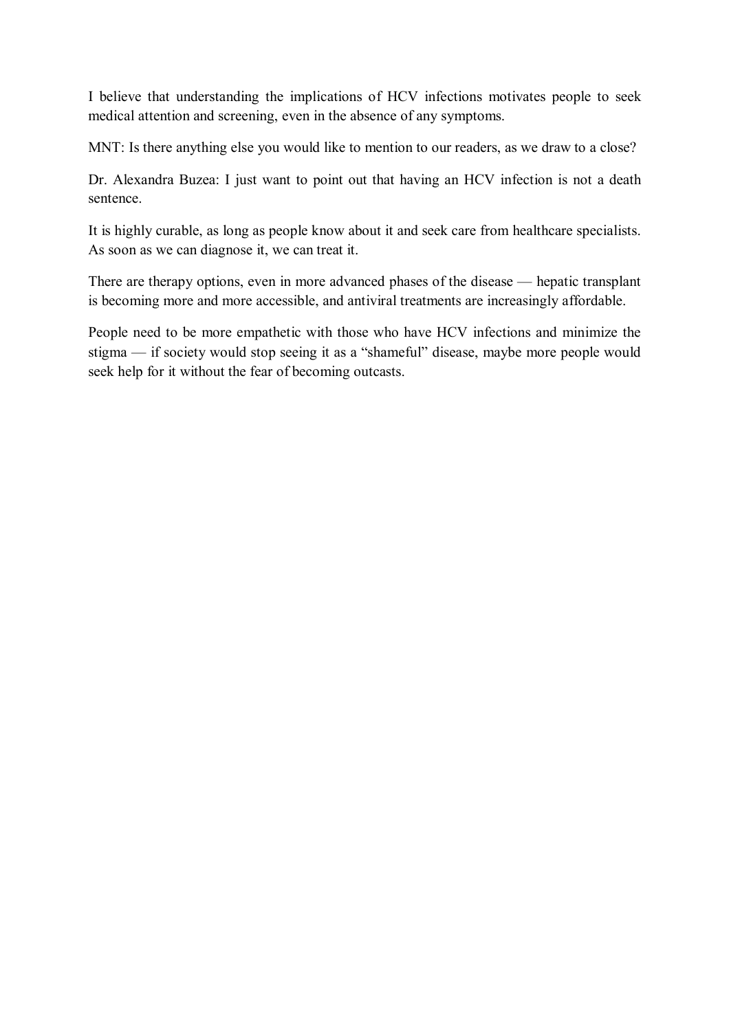I believe that understanding the implications of HCV infections motivates people to seek medical attention and screening, even in the absence of any symptoms.

MNT: Is there anything else you would like to mention to our readers, as we draw to a close?

Dr. Alexandra Buzea: I just want to point out that having an HCV infection is not a death sentence.

It is highly curable, as long as people know about it and seek care from healthcare specialists. As soon as we can diagnose it, we can treat it.

There are therapy options, even in more advanced phases of the disease — hepatic transplant is becoming more and more accessible, and antiviral treatments are increasingly affordable.

People need to be more empathetic with those who have HCV infections and minimize the stigma — if society would stop seeing it as a "shameful" disease, maybe more people would seek help for it without the fear of becoming outcasts.